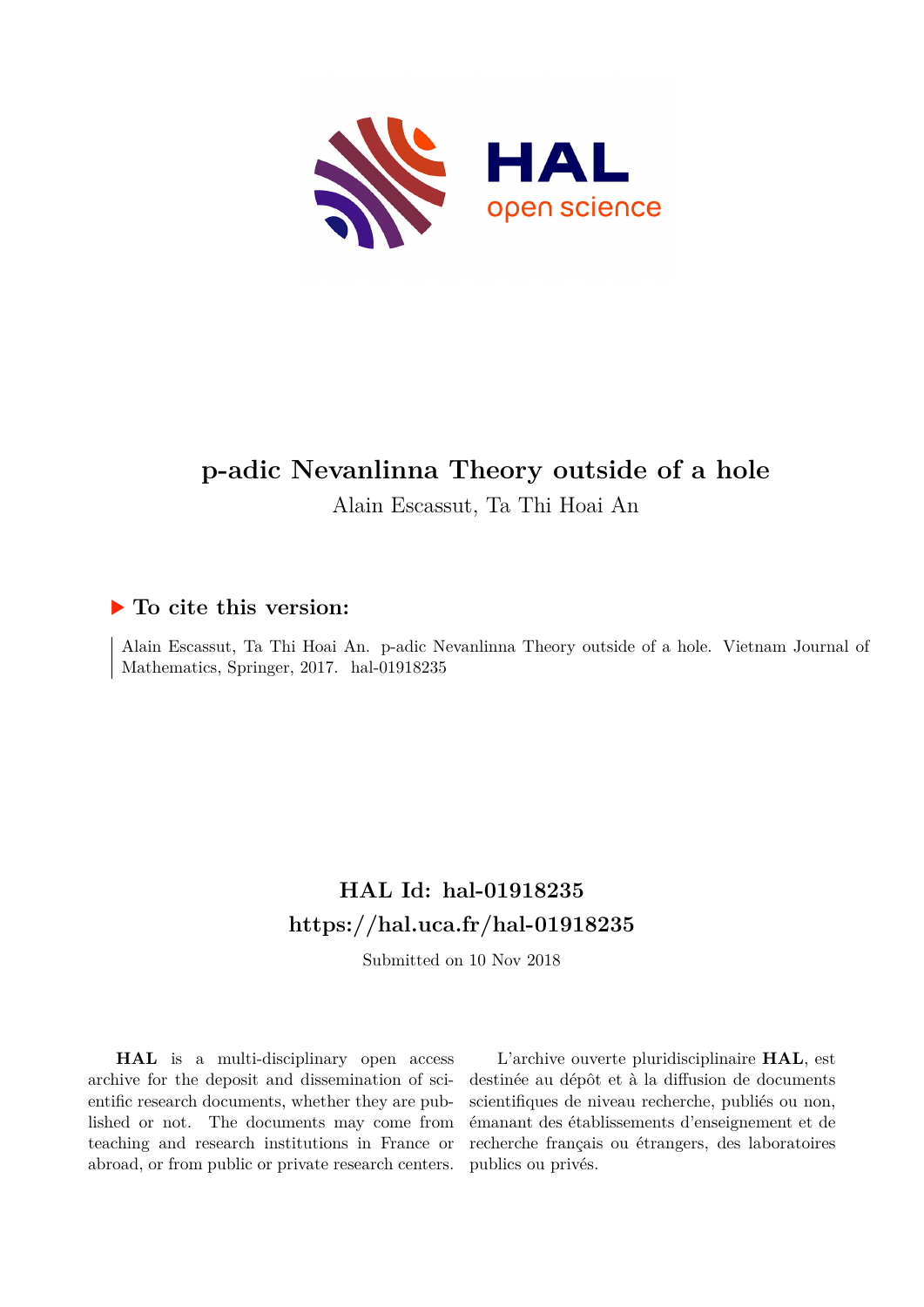# p-adic Nevanlinna Theory outside of a hole

Alain Escassut, Ta Thi Hoai An

### ▶ To cite this version:

Alain Escassut, Ta Thi Hoai An. p-adic Nevanlinna Theory outside of a hole. Vietnam Journal of Mathematics, Springer, 2017. hal-01918235

## HAL Id: hal-01918235
## https://hal.uca.fr/hal-01918235

Submitted on 10 Nov 2018

**HAL** is a multi-disciplinary open access archive for the deposit and dissemination of scientific research documents, whether they are published or not. The documents may come from teaching and research institutions in France or abroad, or from public or private research centers.

L'archive ouverte pluridisciplinaire **HAL**, est destinée au dépôt et à la diffusion de documents scientifiques de niveau recherche, publiés ou non, émanant des établissements d'enseignement et de recherche français ou étrangers, des laboratoires publics ou privés.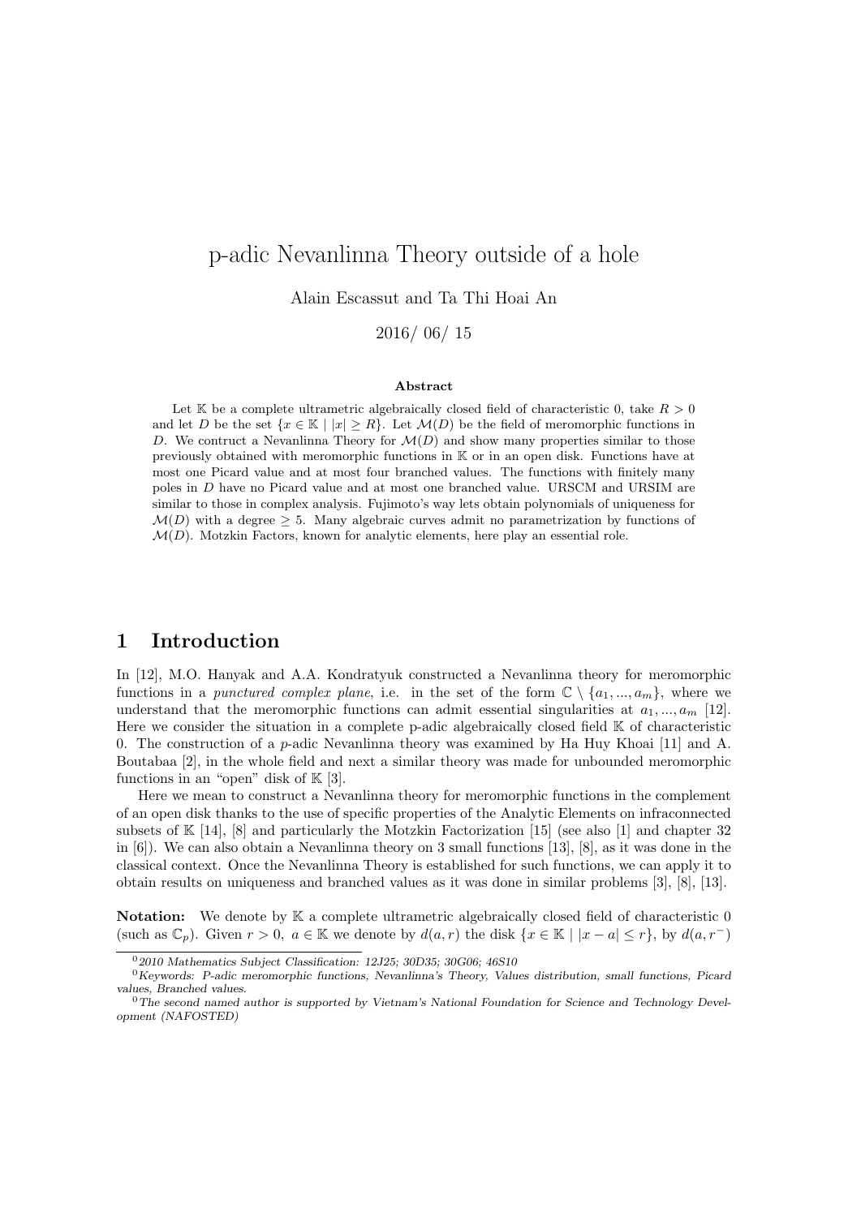# p-adic Nevanlinna Theory outside of a hole

Alain Escassut and Ta Thi Hoai An

2016/ 06/ 15

**Abstract**

Let $\mathbb{K}$ be a complete ultrametric algebraically closed field of characteristic 0, take $R > 0$ and let $D$ be the set $\{x \in \mathbb{K} \mid |x| \geq R\}$. Let $\mathcal{M}(D)$ be the field of meromorphic functions in $D$. We contruct a Nevanlinna Theory for $\mathcal{M}(D)$ and show many properties similar to those previously obtained with meromorphic functions in $\mathbb{K}$ or in an open disk. Functions have at most one Picard value and at most four branched values. The functions with finitely many poles in $D$ have no Picard value and at most one branched value. URSCM and URSIM are similar to those in complex analysis. Fujimoto's way lets obtain polynomials of uniqueness for $\mathcal{M}(D)$ with a degree $\geq 5$. Many algebraic curves admit no parametrization by functions of $\mathcal{M}(D)$. Motzkin Factors, known for analytic elements, here play an essential role.

## 1 Introduction

In [12], M.O. Hanyak and A.A. Kondratyuk constructed a Nevanlinna theory for meromorphic functions in a *punctured complex plane*, i.e. in the set of the form $\mathbb{C} \setminus \{a_1, ..., a_m\}$, where we understand that the meromorphic functions can admit essential singularities at $a_1, ..., a_m$ [12]. Here we consider the situation in a complete p-adic algebraically closed field $\mathbb{K}$ of characteristic 0. The construction of a $p$-adic Nevanlinna theory was examined by Ha Huy Khoai [11] and A. Boutabaa [2], in the whole field and next a similar theory was made for unbounded meromorphic functions in an "open" disk of $\mathbb{K}$ [3].

Here we mean to construct a Nevanlinna theory for meromorphic functions in the complement of an open disk thanks to the use of specific properties of the Analytic Elements on infraconnected subsets of $\mathbb{K}$ [14], [8] and particularly the Motzkin Factorization [15] (see also [1] and chapter 32 in [6]). We can also obtain a Nevanlinna theory on 3 small functions [13], [8], as it was done in the classical context. Once the Nevanlinna Theory is established for such functions, we can apply it to obtain results on uniqueness and branched values as it was done in similar problems [3], [8], [13].

**Notation:** We denote by $\mathbb{K}$ a complete ultrametric algebraically closed field of characteristic 0 (such as $\mathbb{C}_p$). Given $r > 0$, $a \in \mathbb{K}$ we denote by $d(a, r)$ the disk $\{x \in \mathbb{K} \mid |x - a| \leq r\}$, by $d(a, r^-)$

[0] *2010 Mathematics Subject Classification: 12J25; 30D35; 30G06; 46S10*

[0] *Keywords: P-adic meromorphic functions, Nevanlinna's Theory, Values distribution, small functions, Picard values, Branched values.*

[0] *The second named author is supported by Vietnam's National Foundation for Science and Technology Development (NAFOSTED)*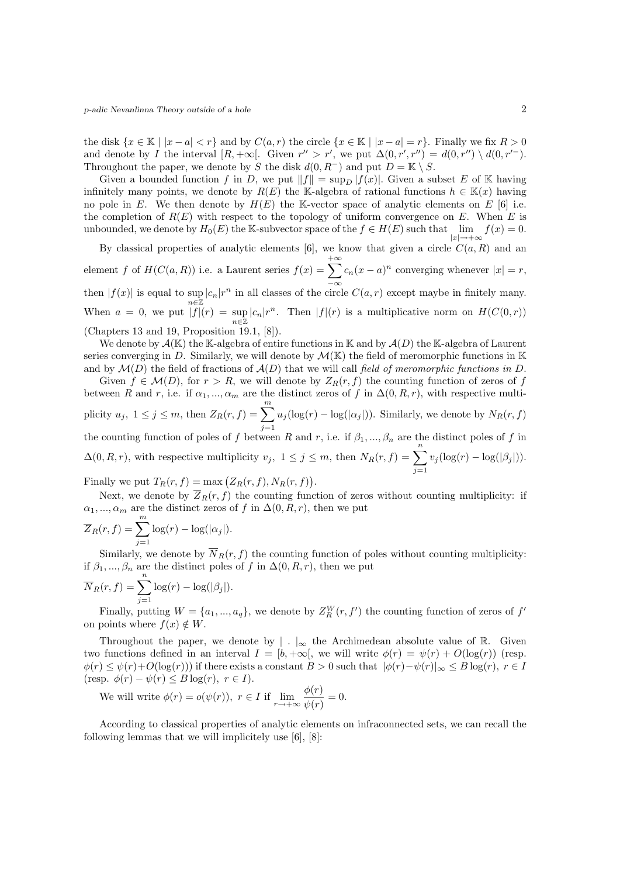the disk $\{x \in \mathbb{K} \mid |x-a| < r\}$ and by $C(a, r)$ the circle $\{x \in \mathbb{K} \mid |x-a| = r\}$. Finally we fix $R > 0$ and denote by $I$ the interval $[R, +\infty[$. Given $r'' > r'$, we put $\Delta(0, r', r'') = d(0, r'') \setminus d(0, r'^{-})$. Throughout the paper, we denote by $S$ the disk $d(0, R^{-})$ and put $D = \mathbb{K} \setminus S$.

Given a bounded function $f$ in $D$, we put $\|f\| = \sup_D |f(x)|$. Given a subset $E$ of $\mathbb{K}$ having infinitely many points, we denote by $R(E)$ the $\mathbb{K}$-algebra of rational functions $h \in \mathbb{K}(x)$ having no pole in $E$. We then denote by $H(E)$ the $\mathbb{K}$-vector space of analytic elements on $E$ [6] i.e. the completion of $R(E)$ with respect to the topology of uniform convergence on $E$. When $E$ is unbounded, we denote by $H_0(E)$ the $\mathbb{K}$-subvector space of the $f \in H(E)$ such that $\lim\limits_{|x| \to +\infty} f(x) = 0$.

By classical properties of analytic elements [6], we know that given a circle $C(a, R)$ and an element $f$ of $H(C(a, R))$ i.e. a Laurent series $f(x) = \sum\limits_{-\infty}^{+\infty} c_n(x-a)^n$ converging whenever $|x| = r$, then $|f(x)|$ is equal to $\sup\limits_{n \in \mathbb{Z}} |c_n| r^n$ in all classes of the circle $C(a, r)$ except maybe in finitely many. When $a = 0$, we put $|f|(r) = \sup\limits_{n \in \mathbb{Z}} |c_n| r^n$. Then $|f|(r)$ is a multiplicative norm on $H(C(0, r))$ (Chapters 13 and 19, Proposition 19.1, [8]).

We denote by $\mathcal{A}(\mathbb{K})$ the $\mathbb{K}$-algebra of entire functions in $\mathbb{K}$ and by $\mathcal{A}(D)$ the $\mathbb{K}$-algebra of Laurent series converging in $D$. Similarly, we will denote by $\mathcal{M}(\mathbb{K})$ the field of meromorphic functions in $\mathbb{K}$ and by $\mathcal{M}(D)$ the field of fractions of $\mathcal{A}(D)$ that we will call *field of meromorphic functions in $D$*.

Given $f \in \mathcal{M}(D)$, for $r > R$, we will denote by $Z_R(r, f)$ the counting function of zeros of $f$ between $R$ and $r$, i.e. if $\alpha_1, ..., \alpha_m$ are the distinct zeros of $f$ in $\Delta(0, R, r)$, with respective multiplicity $u_j$, $1 \le j \le m$, then $Z_R(r, f) = \sum\limits_{j=1}^{m} u_j(\log(r) - \log(|\alpha_j|))$. Similarly, we denote by $N_R(r, f)$ the counting function of poles of $f$ between $R$ and $r$, i.e. if $\beta_1, ..., \beta_n$ are the distinct poles of $f$ in $\Delta(0, R, r)$, with respective multiplicity $v_j$, $1 \le j \le m$, then $N_R(r, f) = \sum\limits_{j=1}^{n} v_j(\log(r) - \log(|\beta_j|))$. Finally we put $T_R(r, f) = \max\big(Z_R(r, f), N_R(r, f)\big)$.

Next, we denote by $\overline{Z}_R(r, f)$ the counting function of zeros without counting multiplicity: if $\alpha_1, ..., \alpha_m$ are the distinct zeros of $f$ in $\Delta(0, R, r)$, then we put

$$\overline{Z}_R(r, f) = \sum_{j=1}^{m} \log(r) - \log(|\alpha_j|).$$

Similarly, we denote by $\overline{N}_R(r, f)$ the counting function of poles without counting multiplicity: if $\beta_1, ..., \beta_n$ are the distinct poles of $f$ in $\Delta(0, R, r)$, then we put

$$\overline{N}_R(r, f) = \sum_{j=1}^{n} \log(r) - \log(|\beta_j|).$$

Finally, putting $W = \{a_1, ..., a_q\}$, we denote by $Z_R^W(r, f')$ the counting function of zeros of $f'$ on points where $f(x) \notin W$.

Throughout the paper, we denote by $|\ .\ |_\infty$ the Archimedean absolute value of $\mathbb{R}$. Given two functions defined in an interval $I = [b, +\infty[$, we will write $\phi(r) = \psi(r) + O(\log(r))$ (resp. $\phi(r) \le \psi(r) + O(\log(r))$) if there exists a constant $B > 0$ such that $|\phi(r) - \psi(r)|_\infty \le B\log(r)$, $r \in I$ (resp. $\phi(r) - \psi(r) \le B\log(r)$, $r \in I$).

We will write $\phi(r) = o(\psi(r))$, $r \in I$ if $\lim\limits_{r \to +\infty} \dfrac{\phi(r)}{\psi(r)} = 0$.

According to classical properties of analytic elements on infraconnected sets, we can recall the following lemmas that we will implicitely use [6], [8]: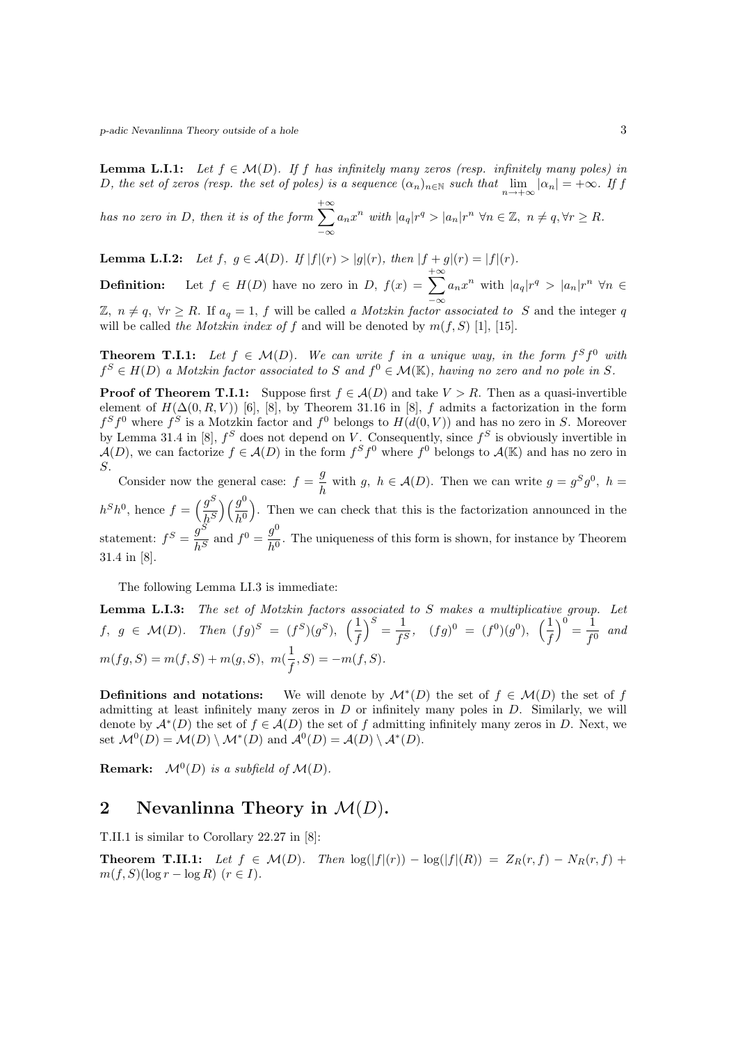**Lemma L.I.1:** *Let $f \in \mathcal{M}(D)$. If $f$ has infinitely many zeros (resp. infinitely many poles) in $D$, the set of zeros (resp. the set of poles) is a sequence $(\alpha_n)_{n\in\mathbb{N}}$ such that $\lim_{n\to+\infty} |\alpha_n| = +\infty$. If $f$ has no zero in $D$, then it is of the form $\sum_{-\infty}^{+\infty} a_n x^n$ with $|a_q|r^q > |a_n|r^n$ $\forall n \in \mathbb{Z},\ n \neq q, \forall r \geq R$.*

**Lemma L.I.2:** *Let $f,\ g \in \mathcal{A}(D)$. If $|f|(r) > |g|(r)$, then $|f + g|(r) = |f|(r)$.*

**Definition:** Let $f \in H(D)$ have no zero in $D$, $f(x) = \sum_{-\infty}^{+\infty} a_n x^n$ with $|a_q|r^q > |a_n|r^n$ $\forall n \in \mathbb{Z},\ n \neq q,\ \forall r \geq R$. If $a_q = 1$, $f$ will be called *a Motzkin factor associated to* $S$ and the integer $q$ will be called *the Motzkin index of* $f$ and will be denoted by $m(f, S)$ [1], [15].

**Theorem T.I.1:** *Let $f \in \mathcal{M}(D)$. We can write $f$ in a unique way, in the form $f^S f^0$ with $f^S \in H(D)$ a Motzkin factor associated to $S$ and $f^0 \in \mathcal{M}(\mathbb{K})$, having no zero and no pole in $S$.*

**Proof of Theorem T.I.1:** Suppose first $f \in \mathcal{A}(D)$ and take $V > R$. Then as a quasi-invertible element of $H(\Delta(0, R, V))$ [6], [8], by Theorem 31.16 in [8], $f$ admits a factorization in the form $f^S f^0$ where $f^S$ is a Motzkin factor and $f^0$ belongs to $H(d(0, V))$ and has no zero in $S$. Moreover by Lemma 31.4 in [8], $f^S$ does not depend on $V$. Consequently, since $f^S$ is obviously invertible in $\mathcal{A}(D)$, we can factorize $f \in \mathcal{A}(D)$ in the form $f^S f^0$ where $f^0$ belongs to $\mathcal{A}(\mathbb{K})$ and has no zero in $S$.

Consider now the general case: $f = \dfrac{g}{h}$ with $g,\ h \in \mathcal{A}(D)$. Then we can write $g = g^S g^0,\ h = h^S h^0$, hence $f = \Big(\dfrac{g^S}{h^S}\Big)\Big(\dfrac{g^0}{h^0}\Big)$. Then we can check that this is the factorization announced in the statement: $f^S = \dfrac{g^S}{h^S}$ and $f^0 = \dfrac{g^0}{h^0}$. The uniqueness of this form is shown, for instance by Theorem 31.4 in [8].

The following Lemma LI.3 is immediate:

**Lemma L.I.3:** *The set of Motzkin factors associated to $S$ makes a multiplicative group. Let $f,\ g \in \mathcal{M}(D)$. Then $(fg)^S = (f^S)(g^S)$, $\Big(\dfrac{1}{f}\Big)^S = \dfrac{1}{f^S}$, $(fg)^0 = (f^0)(g^0)$, $\Big(\dfrac{1}{f}\Big)^0 = \dfrac{1}{f^0}$ and $m(fg, S) = m(f, S) + m(g, S)$, $m(\dfrac{1}{f}, S) = -m(f, S)$.*

**Definitions and notations:** We will denote by $\mathcal{M}^*(D)$ the set of $f \in \mathcal{M}(D)$ the set of $f$ admitting at least infinitely many zeros in $D$ or infinitely many poles in $D$. Similarly, we will denote by $\mathcal{A}^*(D)$ the set of $f \in \mathcal{A}(D)$ the set of $f$ admitting infinitely many zeros in $D$. Next, we set $\mathcal{M}^0(D) = \mathcal{M}(D) \setminus \mathcal{M}^*(D)$ and $\mathcal{A}^0(D) = \mathcal{A}(D) \setminus \mathcal{A}^*(D)$.

**Remark:** *$\mathcal{M}^0(D)$ is a subfield of $\mathcal{M}(D)$.*

## 2 Nevanlinna Theory in $\mathcal{M}(D)$.

T.II.1 is similar to Corollary 22.27 in [8]:

**Theorem T.II.1:** *Let $f \in \mathcal{M}(D)$. Then $\log(|f|(r)) - \log(|f|(R)) = Z_R(r, f) - N_R(r, f) + m(f, S)(\log r - \log R)$ $(r \in I)$.*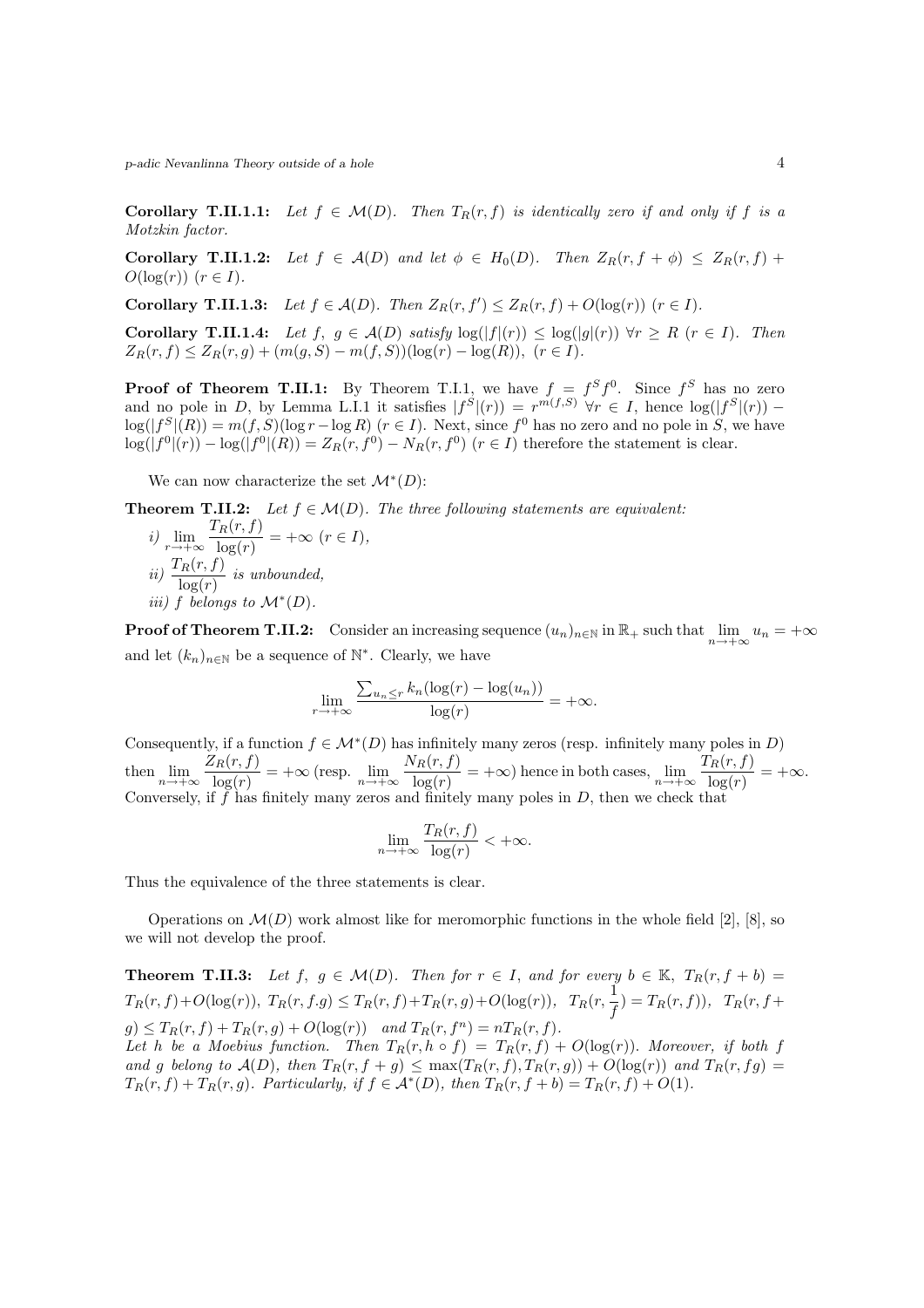**Corollary T.II.1.1:** *Let $f \in \mathcal{M}(D)$. Then $T_R(r,f)$ is identically zero if and only if $f$ is a Motzkin factor.*

**Corollary T.II.1.2:** *Let $f \in \mathcal{A}(D)$ and let $\phi \in H_0(D)$. Then $Z_R(r, f+\phi) \leq Z_R(r,f) + O(\log(r))$ $(r \in I)$.*

**Corollary T.II.1.3:** *Let $f \in \mathcal{A}(D)$. Then $Z_R(r,f') \leq Z_R(r,f) + O(\log(r))$ $(r \in I)$.*

**Corollary T.II.1.4:** *Let $f,\ g \in \mathcal{A}(D)$ satisfy $\log(|f|(r)) \leq \log(|g|(r))$ $\forall r \geq R$ $(r \in I)$. Then $Z_R(r,f) \leq Z_R(r,g) + (m(g,S) - m(f,S))(\log(r) - \log(R))$, $(r \in I)$.*

**Proof of Theorem T.II.1:** By Theorem T.I.1, we have $f = f^S f^0$. Since $f^S$ has no zero and no pole in $D$, by Lemma L.I.1 it satisfies $|f^S|(r)) = r^{m(f,S)}$ $\forall r \in I$, hence $\log(|f^S|(r)) - \log(|f^S|(R)) = m(f,S)(\log r - \log R)$ $(r \in I)$. Next, since $f^0$ has no zero and no pole in $S$, we have $\log(|f^0|(r)) - \log(|f^0|(R)) = Z_R(r,f^0) - N_R(r,f^0)$ $(r \in I)$ therefore the statement is clear.

We can now characterize the set $\mathcal{M}^*(D)$:

**Theorem T.II.2:** *Let $f \in \mathcal{M}(D)$. The three following statements are equivalent:*

*i)* $\lim\limits_{r\to+\infty} \dfrac{T_R(r,f)}{\log(r)} = +\infty$ $(r \in I)$,

*ii)* $\dfrac{T_R(r,f)}{\log(r)}$ *is unbounded,*

*iii) $f$ belongs to $\mathcal{M}^*(D)$.*

**Proof of Theorem T.II.2:** Consider an increasing sequence $(u_n)_{n\in\mathbb{N}}$ in $\mathbb{R}_+$ such that $\lim\limits_{n\to+\infty} u_n = +\infty$ and let $(k_n)_{n\in\mathbb{N}}$ be a sequence of $\mathbb{N}^*$. Clearly, we have

$$\lim_{r\to+\infty} \frac{\sum_{u_n \leq r} k_n(\log(r) - \log(u_n))}{\log(r)} = +\infty.$$

Consequently, if a function $f \in \mathcal{M}^*(D)$ has infinitely many zeros (resp. infinitely many poles in $D$) then $\lim\limits_{n\to+\infty} \dfrac{Z_R(r,f)}{\log(r)} = +\infty$ (resp. $\lim\limits_{n\to+\infty} \dfrac{N_R(r,f)}{\log(r)} = +\infty$) hence in both cases, $\lim\limits_{n\to+\infty} \dfrac{T_R(r,f)}{\log(r)} = +\infty$. Conversely, if $f$ has finitely many zeros and finitely many poles in $D$, then we check that

$$\lim_{n\to+\infty} \frac{T_R(r,f)}{\log(r)} < +\infty.$$

Thus the equivalence of the three statements is clear.

Operations on $\mathcal{M}(D)$ work almost like for meromorphic functions in the whole field [2], [8], so we will not develop the proof.

**Theorem T.II.3:** *Let $f,\ g \in \mathcal{M}(D)$. Then for $r \in I$, and for every $b \in \mathbb{K}$, $T_R(r, f+b) = T_R(r,f) + O(\log(r))$, $T_R(r, f.g) \leq T_R(r,f) + T_R(r,g) + O(\log(r))$, $T_R(r, \frac{1}{f}) = T_R(r,f))$, $T_R(r, f+g) \leq T_R(r,f) + T_R(r,g) + O(\log(r))$ and $T_R(r, f^n) = nT_R(r,f)$.*
*Let $h$ be a Moebius function. Then $T_R(r, h \circ f) = T_R(r,f) + O(\log(r))$. Moreover, if both $f$ and $g$ belong to $\mathcal{A}(D)$, then $T_R(r, f+g) \leq \max(T_R(r,f), T_R(r,g)) + O(\log(r))$ and $T_R(r, fg) = T_R(r,f) + T_R(r,g)$. Particularly, if $f \in \mathcal{A}^*(D)$, then $T_R(r, f+b) = T_R(r,f) + O(1)$.*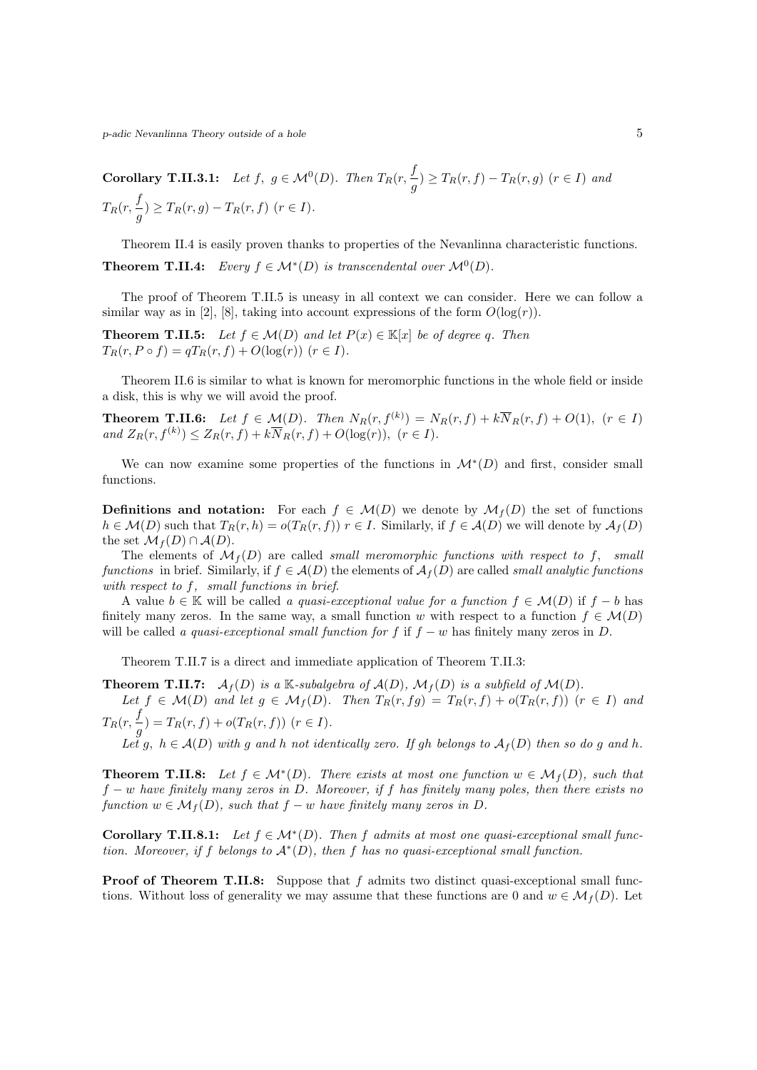**Corollary T.II.3.1:** *Let $f,\ g \in \mathcal{M}^0(D)$. Then $T_R(r, \dfrac{f}{g}) \geq T_R(r, f) - T_R(r, g)$ $(r \in I)$ and $T_R(r, \dfrac{f}{g}) \geq T_R(r, g) - T_R(r, f)$ $(r \in I)$.*

Theorem II.4 is easily proven thanks to properties of the Nevanlinna characteristic functions.

**Theorem T.II.4:** *Every $f \in \mathcal{M}^*(D)$ is transcendental over $\mathcal{M}^0(D)$.*

The proof of Theorem T.II.5 is uneasy in all context we can consider. Here we can follow a similar way as in [2], [8], taking into account expressions of the form $O(\log(r))$.

**Theorem T.II.5:** *Let $f \in \mathcal{M}(D)$ and let $P(x) \in \mathbb{K}[x]$ be of degree $q$. Then $T_R(r, P \circ f) = qT_R(r, f) + O(\log(r))$ $(r \in I)$.*

Theorem II.6 is similar to what is known for meromorphic functions in the whole field or inside a disk, this is why we will avoid the proof.

**Theorem T.II.6:** *Let $f \in \mathcal{M}(D)$. Then $N_R(r, f^{(k)}) = N_R(r, f) + k\overline{N}_R(r, f) + O(1)$, $(r \in I)$ and $Z_R(r, f^{(k)}) \leq Z_R(r, f) + k\overline{N}_R(r, f) + O(\log(r))$, $(r \in I)$.*

We can now examine some properties of the functions in $\mathcal{M}^*(D)$ and first, consider small functions.

**Definitions and notation:** For each $f \in \mathcal{M}(D)$ we denote by $\mathcal{M}_f(D)$ the set of functions $h \in \mathcal{M}(D)$ such that $T_R(r, h) = o(T_R(r, f))$ $r \in I$. Similarly, if $f \in \mathcal{A}(D)$ we will denote by $\mathcal{A}_f(D)$ the set $\mathcal{M}_f(D) \cap \mathcal{A}(D)$.

The elements of $\mathcal{M}_f(D)$ are called *small meromorphic functions with respect to $f$, small functions* in brief. Similarly, if $f \in \mathcal{A}(D)$ the elements of $\mathcal{A}_f(D)$ are called *small analytic functions with respect to $f$, small functions in brief*.

A value $b \in \mathbb{K}$ will be called *a quasi-exceptional value for a function* $f \in \mathcal{M}(D)$ if $f - b$ has finitely many zeros. In the same way, a small function $w$ with respect to a function $f \in \mathcal{M}(D)$ will be called *a quasi-exceptional small function for $f$* if $f - w$ has finitely many zeros in $D$.

Theorem T.II.7 is a direct and immediate application of Theorem T.II.3:

**Theorem T.II.7:** *$\mathcal{A}_f(D)$ is a $\mathbb{K}$-subalgebra of $\mathcal{A}(D)$, $\mathcal{M}_f(D)$ is a subfield of $\mathcal{M}(D)$.*

*Let $f \in \mathcal{M}(D)$ and let $g \in \mathcal{M}_f(D)$. Then $T_R(r, fg) = T_R(r, f) + o(T_R(r, f))$ $(r \in I)$ and $T_R(r, \dfrac{f}{g}) = T_R(r, f) + o(T_R(r, f))$ $(r \in I)$.*

*Let $g,\ h \in \mathcal{A}(D)$ with $g$ and $h$ not identically zero. If $gh$ belongs to $\mathcal{A}_f(D)$ then so do $g$ and $h$.*

**Theorem T.II.8:** *Let $f \in \mathcal{M}^*(D)$. There exists at most one function $w \in \mathcal{M}_f(D)$, such that $f - w$ have finitely many zeros in $D$. Moreover, if $f$ has finitely many poles, then there exists no function $w \in \mathcal{M}_f(D)$, such that $f - w$ have finitely many zeros in $D$.*

**Corollary T.II.8.1:** *Let $f \in \mathcal{M}^*(D)$. Then $f$ admits at most one quasi-exceptional small function. Moreover, if $f$ belongs to $\mathcal{A}^*(D)$, then $f$ has no quasi-exceptional small function.*

**Proof of Theorem T.II.8:** Suppose that $f$ admits two distinct quasi-exceptional small functions. Without loss of generality we may assume that these functions are 0 and $w \in \mathcal{M}_f(D)$. Let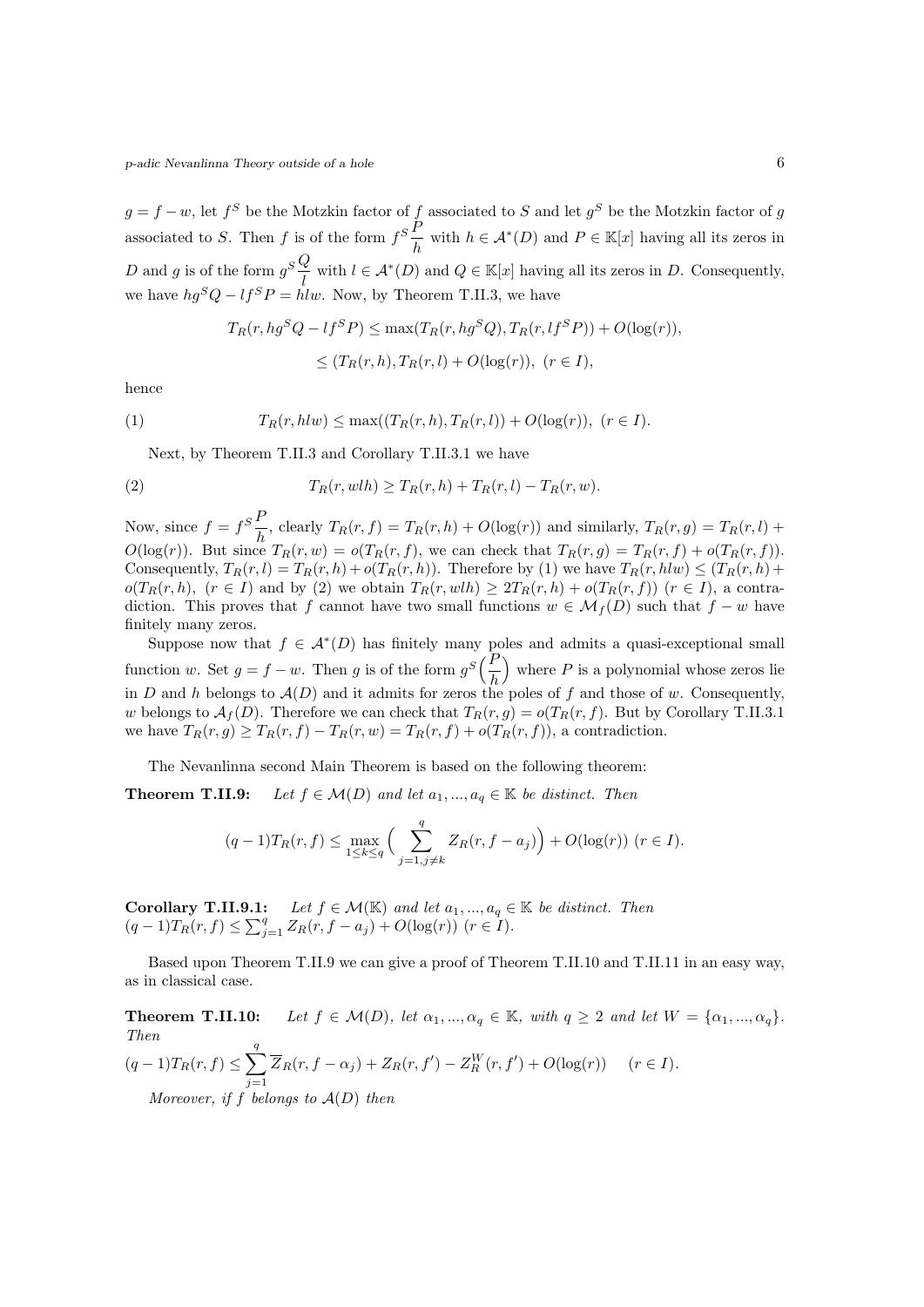$g = f - w$, let $f^S$ be the Motzkin factor of $f$ associated to $S$ and let $g^S$ be the Motzkin factor of $g$ associated to $S$. Then $f$ is of the form $f^S \dfrac{P}{h}$ with $h \in \mathcal{A}^*(D)$ and $P \in \mathbb{K}[x]$ having all its zeros in $D$ and $g$ is of the form $g^S \dfrac{Q}{l}$ with $l \in \mathcal{A}^*(D)$ and $Q \in \mathbb{K}[x]$ having all its zeros in $D$. Consequently, we have $hg^S Q - lf^S P = hlw$. Now, by Theorem T.II.3, we have

$$T_R(r, hg^S Q - lf^S P) \leq \max(T_R(r, hg^S Q), T_R(r, lf^S P)) + O(\log(r)),$$

$$\leq (T_R(r,h), T_R(r,l) + O(\log(r)), \ (r \in I),$$

hence

$$T_R(r, hlw) \leq \max((T_R(r,h), T_R(r,l)) + O(\log(r)), \ (r \in I). \tag{1}$$

Next, by Theorem T.II.3 and Corollary T.II.3.1 we have

$$T_R(r, wlh) \geq T_R(r,h) + T_R(r,l) - T_R(r,w). \tag{2}$$

Now, since $f = f^S \dfrac{P}{h}$, clearly $T_R(r,f) = T_R(r,h) + O(\log(r))$ and similarly, $T_R(r,g) = T_R(r,l) + O(\log(r))$. But since $T_R(r,w) = o(T_R(r,f)$, we can check that $T_R(r,g) = T_R(r,f) + o(T_R(r,f))$. Consequently, $T_R(r,l) = T_R(r,h) + o(T_R(r,h))$. Therefore by (1) we have $T_R(r,hlw) \leq (T_R(r,h) + o(T_R(r,h)$, $(r \in I)$ and by (2) we obtain $T_R(r,wlh) \geq 2T_R(r,h) + o(T_R(r,f))$ $(r \in I)$, a contradiction. This proves that $f$ cannot have two small functions $w \in \mathcal{M}_f(D)$ such that $f - w$ have finitely many zeros.

Suppose now that $f \in \mathcal{A}^*(D)$ has finitely many poles and admits a quasi-exceptional small function $w$. Set $g = f - w$. Then $g$ is of the form $g^S \Big(\dfrac{P}{h}\Big)$ where $P$ is a polynomial whose zeros lie in $D$ and $h$ belongs to $\mathcal{A}(D)$ and it admits for zeros the poles of $f$ and those of $w$. Consequently, $w$ belongs to $\mathcal{A}_f(D)$. Therefore we can check that $T_R(r,g) = o(T_R(r,f)$. But by Corollary T.II.3.1 we have $T_R(r,g) \geq T_R(r,f) - T_R(r,w) = T_R(r,f) + o(T_R(r,f))$, a contradiction.

The Nevanlinna second Main Theorem is based on the following theorem:

**Theorem T.II.9:** *Let $f \in \mathcal{M}(D)$ and let $a_1, ..., a_q \in \mathbb{K}$ be distinct. Then*

$$(q-1)T_R(r,f) \leq \max_{1 \leq k \leq q} \Big( \sum_{j=1, j \neq k}^{q} Z_R(r, f - a_j) \Big) + O(\log(r)) \ (r \in I).$$

**Corollary T.II.9.1:** *Let $f \in \mathcal{M}(\mathbb{K})$ and let $a_1, ..., a_q \in \mathbb{K}$ be distinct. Then* $(q-1)T_R(r,f) \leq \sum_{j=1}^{q} Z_R(r, f - a_j) + O(\log(r))$ $(r \in I)$.

Based upon Theorem T.II.9 we can give a proof of Theorem T.II.10 and T.II.11 in an easy way, as in classical case.

**Theorem T.II.10:** *Let $f \in \mathcal{M}(D)$, let $\alpha_1, ..., \alpha_q \in \mathbb{K}$, with $q \geq 2$ and let $W = \{\alpha_1, ..., \alpha_q\}$. Then*

$$(q-1)T_R(r,f) \leq \sum_{j=1}^{q} \overline{Z}_R(r, f - \alpha_j) + Z_R(r, f') - Z_R^W(r, f') + O(\log(r)) \qquad (r \in I).$$

*Moreover, if $f$ belongs to $\mathcal{A}(D)$ then*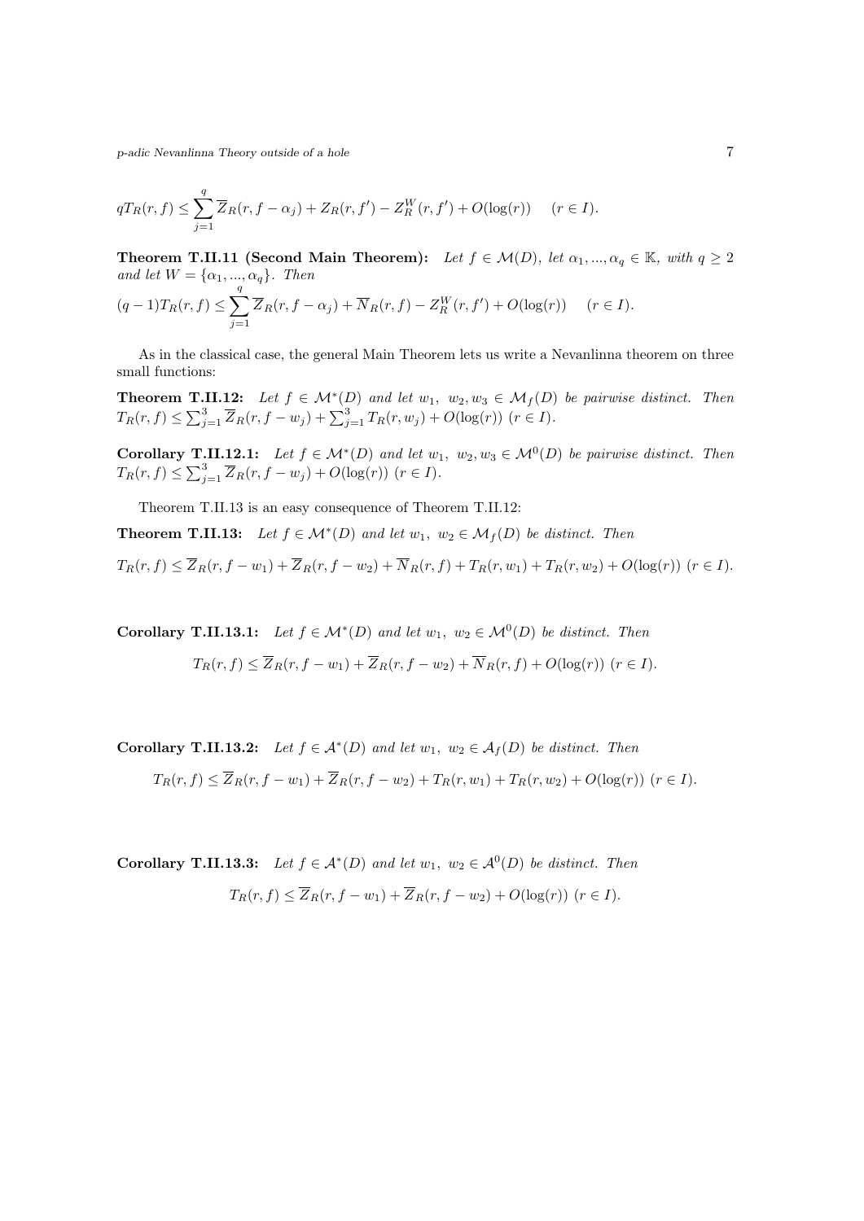$$qT_R(r,f) \le \sum_{j=1}^{q} \overline{Z}_R(r, f - \alpha_j) + Z_R(r, f') - Z_R^W(r, f') + O(\log(r)) \quad (r \in I).$$

**Theorem T.II.11 (Second Main Theorem):** *Let $f \in \mathcal{M}(D)$, let $\alpha_1, ..., \alpha_q \in \mathbb{K}$, with $q \ge 2$ and let $W = \{\alpha_1, ..., \alpha_q\}$. Then*

$$(q-1)T_R(r,f) \le \sum_{j=1}^{q} \overline{Z}_R(r, f - \alpha_j) + \overline{N}_R(r,f) - Z_R^W(r, f') + O(\log(r)) \quad (r \in I).$$

As in the classical case, the general Main Theorem lets us write a Nevanlinna theorem on three small functions:

**Theorem T.II.12:** *Let $f \in \mathcal{M}^*(D)$ and let $w_1,\ w_2, w_3 \in \mathcal{M}_f(D)$ be pairwise distinct. Then $T_R(r,f) \le \sum_{j=1}^{3} \overline{Z}_R(r, f - w_j) + \sum_{j=1}^{3} T_R(r, w_j) + O(\log(r))$ $(r \in I)$.*

**Corollary T.II.12.1:** *Let $f \in \mathcal{M}^*(D)$ and let $w_1,\ w_2, w_3 \in \mathcal{M}^0(D)$ be pairwise distinct. Then $T_R(r,f) \le \sum_{j=1}^{3} \overline{Z}_R(r, f - w_j) + O(\log(r))$ $(r \in I)$.*

Theorem T.II.13 is an easy consequence of Theorem T.II.12:

**Theorem T.II.13:** *Let $f \in \mathcal{M}^*(D)$ and let $w_1,\ w_2 \in \mathcal{M}_f(D)$ be distinct. Then*

$$T_R(r,f) \le \overline{Z}_R(r, f - w_1) + \overline{Z}_R(r, f - w_2) + \overline{N}_R(r,f) + T_R(r, w_1) + T_R(r, w_2) + O(\log(r)) \ (r \in I).$$

**Corollary T.II.13.1:** *Let $f \in \mathcal{M}^*(D)$ and let $w_1,\ w_2 \in \mathcal{M}^0(D)$ be distinct. Then*

$$T_R(r,f) \le \overline{Z}_R(r, f - w_1) + \overline{Z}_R(r, f - w_2) + \overline{N}_R(r,f) + O(\log(r)) \ (r \in I).$$

**Corollary T.II.13.2:** *Let $f \in \mathcal{A}^*(D)$ and let $w_1,\ w_2 \in \mathcal{A}_f(D)$ be distinct. Then*

$$T_R(r,f) \le \overline{Z}_R(r, f - w_1) + \overline{Z}_R(r, f - w_2) + T_R(r, w_1) + T_R(r, w_2) + O(\log(r)) \ (r \in I).$$

**Corollary T.II.13.3:** *Let $f \in \mathcal{A}^*(D)$ and let $w_1,\ w_2 \in \mathcal{A}^0(D)$ be distinct. Then*

$$T_R(r,f) \le \overline{Z}_R(r, f - w_1) + \overline{Z}_R(r, f - w_2) + O(\log(r)) \ (r \in I).$$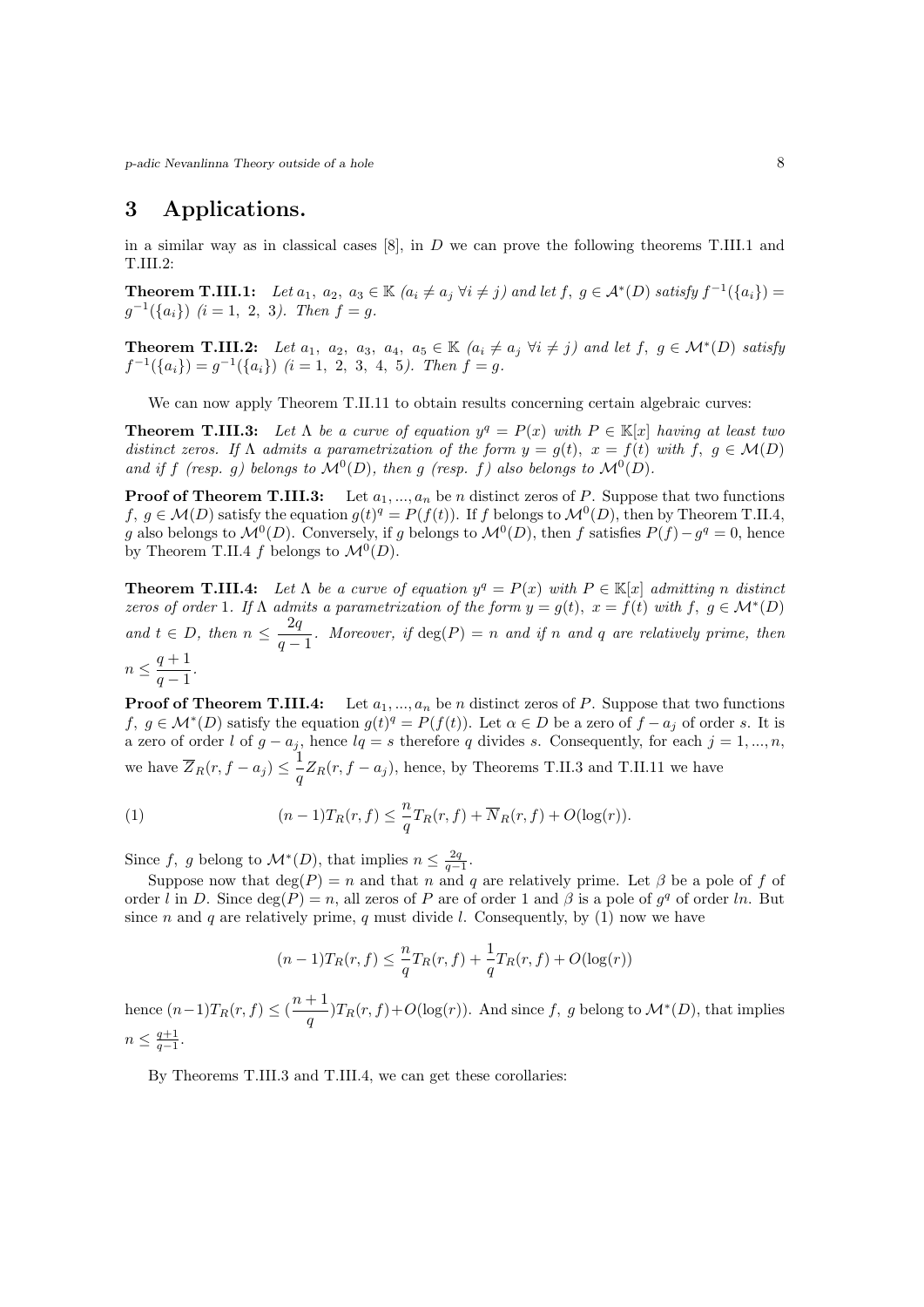## 3 Applications.

in a similar way as in classical cases [8], in $D$ we can prove the following theorems T.III.1 and T.III.2:

**Theorem T.III.1:** *Let $a_1,\ a_2,\ a_3 \in \mathbb{K}$ ($a_i \neq a_j\ \forall i \neq j$) and let $f,\ g \in \mathcal{A}^*(D)$ satisfy $f^{-1}(\{a_i\}) = g^{-1}(\{a_i\})$ ($i = 1,\ 2,\ 3$). Then $f = g$.*

**Theorem T.III.2:** *Let $a_1,\ a_2,\ a_3,\ a_4,\ a_5 \in \mathbb{K}$ ($a_i \neq a_j\ \forall i \neq j$) and let $f,\ g \in \mathcal{M}^*(D)$ satisfy $f^{-1}(\{a_i\}) = g^{-1}(\{a_i\})$ ($i = 1,\ 2,\ 3,\ 4,\ 5$). Then $f = g$.*

We can now apply Theorem T.II.11 to obtain results concerning certain algebraic curves:

**Theorem T.III.3:** *Let $\Lambda$ be a curve of equation $y^q = P(x)$ with $P \in \mathbb{K}[x]$ having at least two distinct zeros. If $\Lambda$ admits a parametrization of the form $y = g(t),\ x = f(t)$ with $f,\ g \in \mathcal{M}(D)$ and if $f$ (resp. $g$) belongs to $\mathcal{M}^0(D)$, then $g$ (resp. $f$) also belongs to $\mathcal{M}^0(D)$.*

**Proof of Theorem T.III.3:** Let $a_1, ..., a_n$ be $n$ distinct zeros of $P$. Suppose that two functions $f,\ g \in \mathcal{M}(D)$ satisfy the equation $g(t)^q = P(f(t))$. If $f$ belongs to $\mathcal{M}^0(D)$, then by Theorem T.II.4, $g$ also belongs to $\mathcal{M}^0(D)$. Conversely, if $g$ belongs to $\mathcal{M}^0(D)$, then $f$ satisfies $P(f) - g^q = 0$, hence by Theorem T.II.4 $f$ belongs to $\mathcal{M}^0(D)$.

**Theorem T.III.4:** *Let $\Lambda$ be a curve of equation $y^q = P(x)$ with $P \in \mathbb{K}[x]$ admitting $n$ distinct zeros of order 1. If $\Lambda$ admits a parametrization of the form $y = g(t),\ x = f(t)$ with $f,\ g \in \mathcal{M}^*(D)$ and $t \in D$, then $n \leq \dfrac{2q}{q-1}$. Moreover, if $\deg(P) = n$ and if $n$ and $q$ are relatively prime, then $n \leq \dfrac{q+1}{q-1}$.*

**Proof of Theorem T.III.4:** Let $a_1, ..., a_n$ be $n$ distinct zeros of $P$. Suppose that two functions $f,\ g \in \mathcal{M}^*(D)$ satisfy the equation $g(t)^q = P(f(t))$. Let $\alpha \in D$ be a zero of $f - a_j$ of order $s$. It is a zero of order $l$ of $g - a_j$, hence $lq = s$ therefore $q$ divides $s$. Consequently, for each $j = 1, ..., n$, we have $\overline{Z}_R(r, f - a_j) \leq \dfrac{1}{q} Z_R(r, f - a_j)$, hence, by Theorems T.II.3 and T.II.11 we have

$$(1) \qquad (n-1)T_R(r, f) \leq \frac{n}{q} T_R(r, f) + \overline{N}_R(r, f) + O(\log(r)).$$

Since $f,\ g$ belong to $\mathcal{M}^*(D)$, that implies $n \leq \frac{2q}{q-1}$.

Suppose now that $\deg(P) = n$ and that $n$ and $q$ are relatively prime. Let $\beta$ be a pole of $f$ of order $l$ in $D$. Since $\deg(P) = n$, all zeros of $P$ are of order 1 and $\beta$ is a pole of $g^q$ of order $ln$. But since $n$ and $q$ are relatively prime, $q$ must divide $l$. Consequently, by (1) now we have

$$(n-1)T_R(r, f) \leq \frac{n}{q} T_R(r, f) + \frac{1}{q} T_R(r, f) + O(\log(r))$$

hence $(n-1)T_R(r, f) \leq (\dfrac{n+1}{q})T_R(r, f) + O(\log(r))$. And since $f,\ g$ belong to $\mathcal{M}^*(D)$, that implies $n \leq \frac{q+1}{q-1}$.

By Theorems T.III.3 and T.III.4, we can get these corollaries: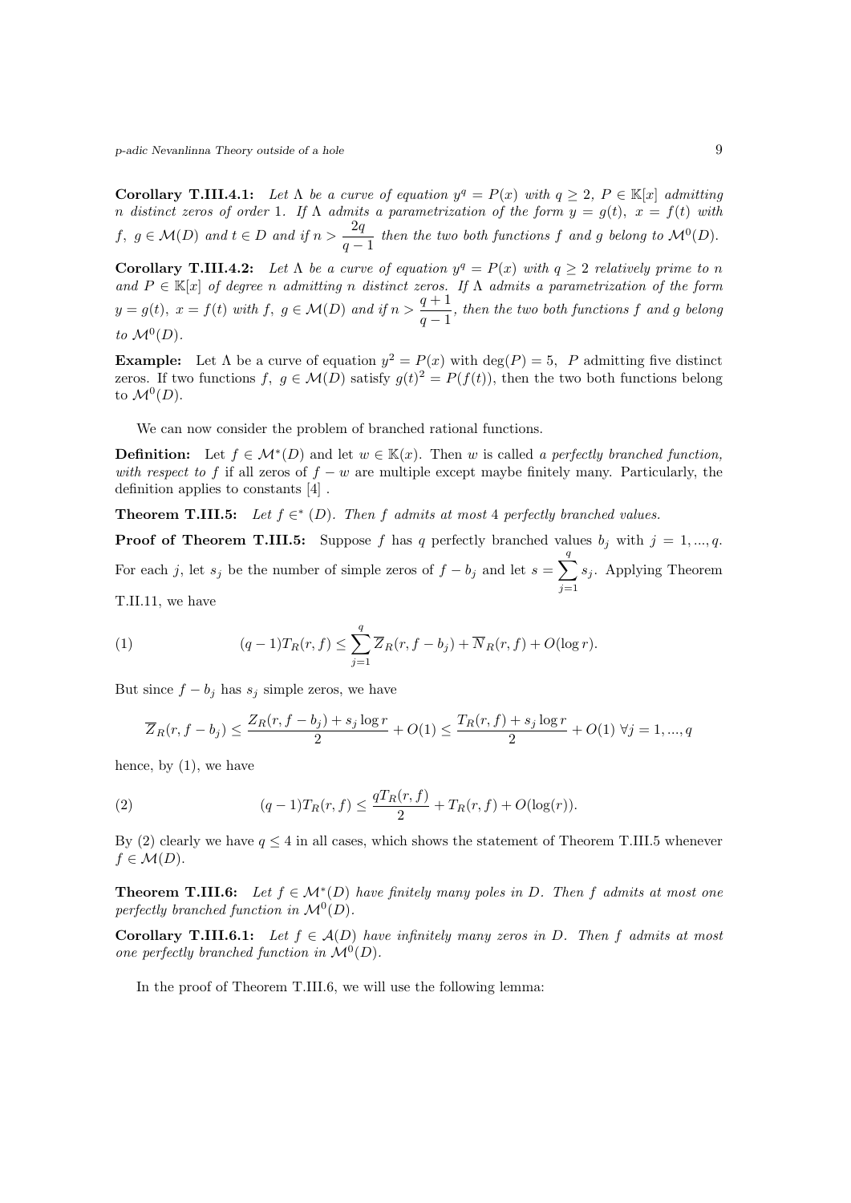**Corollary T.III.4.1:** *Let $\Lambda$ be a curve of equation $y^q = P(x)$ with $q \geq 2$, $P \in \mathbb{K}[x]$ admitting $n$ distinct zeros of order 1. If $\Lambda$ admits a parametrization of the form $y = g(t)$, $x = f(t)$ with $f,\ g \in \mathcal{M}(D)$ and $t \in D$ and if $n > \dfrac{2q}{q-1}$ then the two both functions $f$ and $g$ belong to $\mathcal{M}^0(D)$.*

**Corollary T.III.4.2:** *Let $\Lambda$ be a curve of equation $y^q = P(x)$ with $q \geq 2$ relatively prime to $n$ and $P \in \mathbb{K}[x]$ of degree $n$ admitting $n$ distinct zeros. If $\Lambda$ admits a parametrization of the form $y = g(t)$, $x = f(t)$ with $f,\ g \in \mathcal{M}(D)$ and if $n > \dfrac{q+1}{q-1}$, then the two both functions $f$ and $g$ belong to $\mathcal{M}^0(D)$.*

**Example:** Let $\Lambda$ be a curve of equation $y^2 = P(x)$ with $\deg(P) = 5$, $P$ admitting five distinct zeros. If two functions $f,\ g \in \mathcal{M}(D)$ satisfy $g(t)^2 = P(f(t))$, then the two both functions belong to $\mathcal{M}^0(D)$.

We can now consider the problem of branched rational functions.

**Definition:** Let $f \in \mathcal{M}^*(D)$ and let $w \in \mathbb{K}(x)$. Then $w$ is called *a perfectly branched function, with respect to $f$* if all zeros of $f - w$ are multiple except maybe finitely many. Particularly, the definition applies to constants [4] .

**Theorem T.III.5:** *Let $f \in^* (D)$. Then $f$ admits at most 4 perfectly branched values.*

**Proof of Theorem T.III.5:** Suppose $f$ has $q$ perfectly branched values $b_j$ with $j = 1, ..., q$. For each $j$, let $s_j$ be the number of simple zeros of $f - b_j$ and let $s = \sum_{j=1}^{q} s_j$. Applying Theorem T.II.11, we have

$$(1) \qquad (q-1)T_R(r,f) \leq \sum_{j=1}^{q} \overline{Z}_R(r, f - b_j) + \overline{N}_R(r,f) + O(\log r).$$

But since $f - b_j$ has $s_j$ simple zeros, we have

$$\overline{Z}_R(r, f - b_j) \leq \frac{Z_R(r, f - b_j) + s_j \log r}{2} + O(1) \leq \frac{T_R(r,f) + s_j \log r}{2} + O(1)\ \forall j = 1, ..., q$$

hence, by (1), we have

$$(2) \qquad (q-1)T_R(r,f) \leq \frac{qT_R(r,f)}{2} + T_R(r,f) + O(\log(r)).$$

By (2) clearly we have $q \leq 4$ in all cases, which shows the statement of Theorem T.III.5 whenever $f \in \mathcal{M}(D)$.

**Theorem T.III.6:** *Let $f \in \mathcal{M}^*(D)$ have finitely many poles in $D$. Then $f$ admits at most one perfectly branched function in $\mathcal{M}^0(D)$.*

**Corollary T.III.6.1:** *Let $f \in \mathcal{A}(D)$ have infinitely many zeros in $D$. Then $f$ admits at most one perfectly branched function in $\mathcal{M}^0(D)$.*

In the proof of Theorem T.III.6, we will use the following lemma: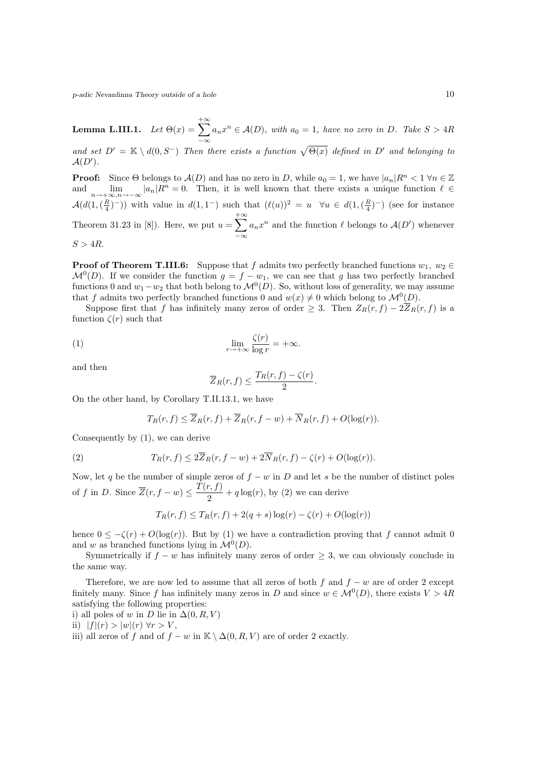**Lemma L.III.1.** *Let $\Theta(x) = \sum_{-\infty}^{+\infty} a_n x^n \in \mathcal{A}(D)$, with $a_0 = 1$, have no zero in $D$. Take $S > 4R$ and set $D' = \mathbb{K} \setminus d(0, S^-)$ Then there exists a function $\sqrt{\Theta(x)}$ defined in $D'$ and belonging to $\mathcal{A}(D')$.*

**Proof:** Since $\Theta$ belongs to $\mathcal{A}(D)$ and has no zero in $D$, while $a_0 = 1$, we have $|a_n|R^n < 1 \ \forall n \in \mathbb{Z}$ and $\lim_{n\to+\infty, n\to-\infty} |a_n|R^n = 0$. Then, it is well known that there exists a unique function $\ell \in \mathcal{A}(d(1, (\frac{R}{4})^-))$ with value in $d(1, 1^-)$ such that $(\ell(u))^2 = u \quad \forall u \in d(1, (\frac{R}{4})^-)$ (see for instance Theorem 31.23 in [8]). Here, we put $u = \sum_{-\infty}^{+\infty} a_n x^n$ and the function $\ell$ belongs to $\mathcal{A}(D')$ whenever $S > 4R$.

**Proof of Theorem T.III.6:** Suppose that $f$ admits two perfectly branched functions $w_1, w_2 \in \mathcal{M}^0(D)$. If we consider the function $g = f - w_1$, we can see that $g$ has two perfectly branched functions $0$ and $w_1 - w_2$ that both belong to $\mathcal{M}^0(D)$. So, without loss of generality, we may assume that $f$ admits two perfectly branched functions $0$ and $w(x) \neq 0$ which belong to $\mathcal{M}^0(D)$.

Suppose first that $f$ has infinitely many zeros of order $\geq 3$. Then $Z_R(r, f) - 2\overline{Z}_R(r, f)$ is a function $\zeta(r)$ such that

$$\lim_{r\to+\infty} \frac{\zeta(r)}{\log r} = +\infty. \tag{1}$$

and then

$$\overline{Z}_R(r, f) \leq \frac{T_R(r, f) - \zeta(r)}{2}.$$

On the other hand, by Corollary T.II.13.1, we have

$$T_R(r, f) \leq \overline{Z}_R(r, f) + \overline{Z}_R(r, f - w) + \overline{N}_R(r, f) + O(\log(r)).$$

Consequently by (1), we can derive

$$T_R(r, f) \leq 2\overline{Z}_R(r, f - w) + 2\overline{N}_R(r, f) - \zeta(r) + O(\log(r)). \tag{2}$$

Now, let $q$ be the number of simple zeros of $f - w$ in $D$ and let $s$ be the number of distinct poles of $f$ in $D$. Since $\overline{Z}(r, f - w) \leq \frac{T(r, f)}{2} + q\log(r)$, by (2) we can derive

$$T_R(r, f) \leq T_R(r, f) + 2(q + s)\log(r) - \zeta(r) + O(\log(r))$$

hence $0 \leq -\zeta(r) + O(\log(r))$. But by (1) we have a contradiction proving that $f$ cannot admit $0$ and $w$ as branched functions lying in $\mathcal{M}^0(D)$.

Symmetrically if $f - w$ has infinitely many zeros of order $\geq 3$, we can obviously conclude in the same way.

Therefore, we are now led to assume that all zeros of both $f$ and $f - w$ are of order 2 except finitely many. Since $f$ has infinitely many zeros in $D$ and since $w \in \mathcal{M}^0(D)$, there exists $V > 4R$ satisfying the following properties:

i) all poles of $w$ in $D$ lie in $\Delta(0, R, V)$

ii) $|f|(r) > |w|(r) \ \forall r > V$,

iii) all zeros of $f$ and of $f - w$ in $\mathbb{K} \setminus \Delta(0, R, V)$ are of order 2 exactly.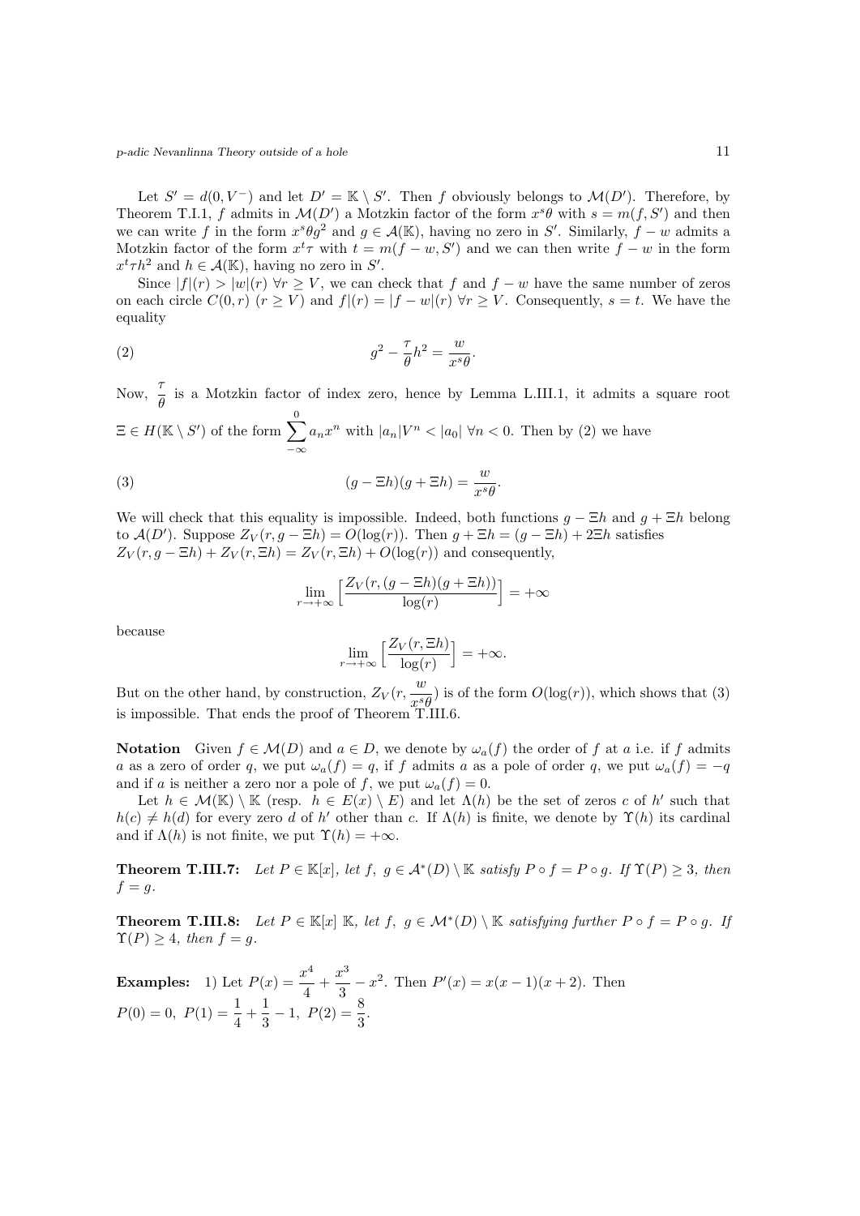Let $S' = d(0, V^-)$ and let $D' = \mathbb{K} \setminus S'$. Then $f$ obviously belongs to $\mathcal{M}(D')$. Therefore, by Theorem T.I.1, $f$ admits in $\mathcal{M}(D')$ a Motzkin factor of the form $x^s\theta$ with $s = m(f, S')$ and then we can write $f$ in the form $x^s\theta g^2$ and $g \in \mathcal{A}(\mathbb{K})$, having no zero in $S'$. Similarly, $f - w$ admits a Motzkin factor of the form $x^t\tau$ with $t = m(f - w, S')$ and we can then write $f - w$ in the form $x^t\tau h^2$ and $h \in \mathcal{A}(\mathbb{K})$, having no zero in $S'$.

Since $|f|(r) > |w|(r)\ \forall r \geq V$, we can check that $f$ and $f - w$ have the same number of zeros on each circle $C(0, r)$ $(r \geq V)$ and $|f|(r) = |f - w|(r)\ \forall r \geq V$. Consequently, $s = t$. We have the equality

$$g^2 - \frac{\tau}{\theta}h^2 = \frac{w}{x^s\theta}. \tag{2}$$

Now, $\dfrac{\tau}{\theta}$ is a Motzkin factor of index zero, hence by Lemma L.III.1, it admits a square root $\Xi \in H(\mathbb{K} \setminus S')$ of the form $\displaystyle\sum_{-\infty}^{0} a_n x^n$ with $|a_n|V^n < |a_0|\ \forall n < 0$. Then by (2) we have

$$(g - \Xi h)(g + \Xi h) = \frac{w}{x^s\theta}. \tag{3}$$

We will check that this equality is impossible. Indeed, both functions $g - \Xi h$ and $g + \Xi h$ belong to $\mathcal{A}(D')$. Suppose $Z_V(r, g - \Xi h) = O(\log(r))$. Then $g + \Xi h = (g - \Xi h) + 2\Xi h$ satisfies $Z_V(r, g - \Xi h) + Z_V(r, \Xi h) = Z_V(r, \Xi h) + O(\log(r))$ and consequently,

$$\lim_{r \to +\infty} \Big[\frac{Z_V(r, (g - \Xi h)(g + \Xi h))}{\log(r)}\Big] = +\infty$$

because

$$\lim_{r \to +\infty} \Big[\frac{Z_V(r, \Xi h)}{\log(r)}\Big] = +\infty.$$

But on the other hand, by construction, $Z_V(r, \dfrac{w}{x^s\theta})$ is of the form $O(\log(r))$, which shows that (3) is impossible. That ends the proof of Theorem T.III.6.

**Notation** Given $f \in \mathcal{M}(D)$ and $a \in D$, we denote by $\omega_a(f)$ the order of $f$ at $a$ i.e. if $f$ admits $a$ as a zero of order $q$, we put $\omega_a(f) = q$, if $f$ admits $a$ as a pole of order $q$, we put $\omega_a(f) = -q$ and if $a$ is neither a zero nor a pole of $f$, we put $\omega_a(f) = 0$.

Let $h \in \mathcal{M}(\mathbb{K}) \setminus \mathbb{K}$ (resp. $h \in E(x) \setminus E$) and let $\Lambda(h)$ be the set of zeros $c$ of $h'$ such that $h(c) \neq h(d)$ for every zero $d$ of $h'$ other than $c$. If $\Lambda(h)$ is finite, we denote by $\Upsilon(h)$ its cardinal and if $\Lambda(h)$ is not finite, we put $\Upsilon(h) = +\infty$.

**Theorem T.III.7:** *Let $P \in \mathbb{K}[x]$, let $f,\ g \in \mathcal{A}^*(D) \setminus \mathbb{K}$ satisfy $P \circ f = P \circ g$. If $\Upsilon(P) \geq 3$, then $f = g$.*

**Theorem T.III.8:** *Let $P \in \mathbb{K}[x]$ $\mathbb{K}$, let $f,\ g \in \mathcal{M}^*(D) \setminus \mathbb{K}$ satisfying further $P \circ f = P \circ g$. If $\Upsilon(P) \geq 4$, then $f = g$.*

**Examples:** 1) Let $P(x) = \dfrac{x^4}{4} + \dfrac{x^3}{3} - x^2$. Then $P'(x) = x(x-1)(x+2)$. Then $P(0) = 0,\ P(1) = \dfrac{1}{4} + \dfrac{1}{3} - 1,\ P(2) = \dfrac{8}{3}$.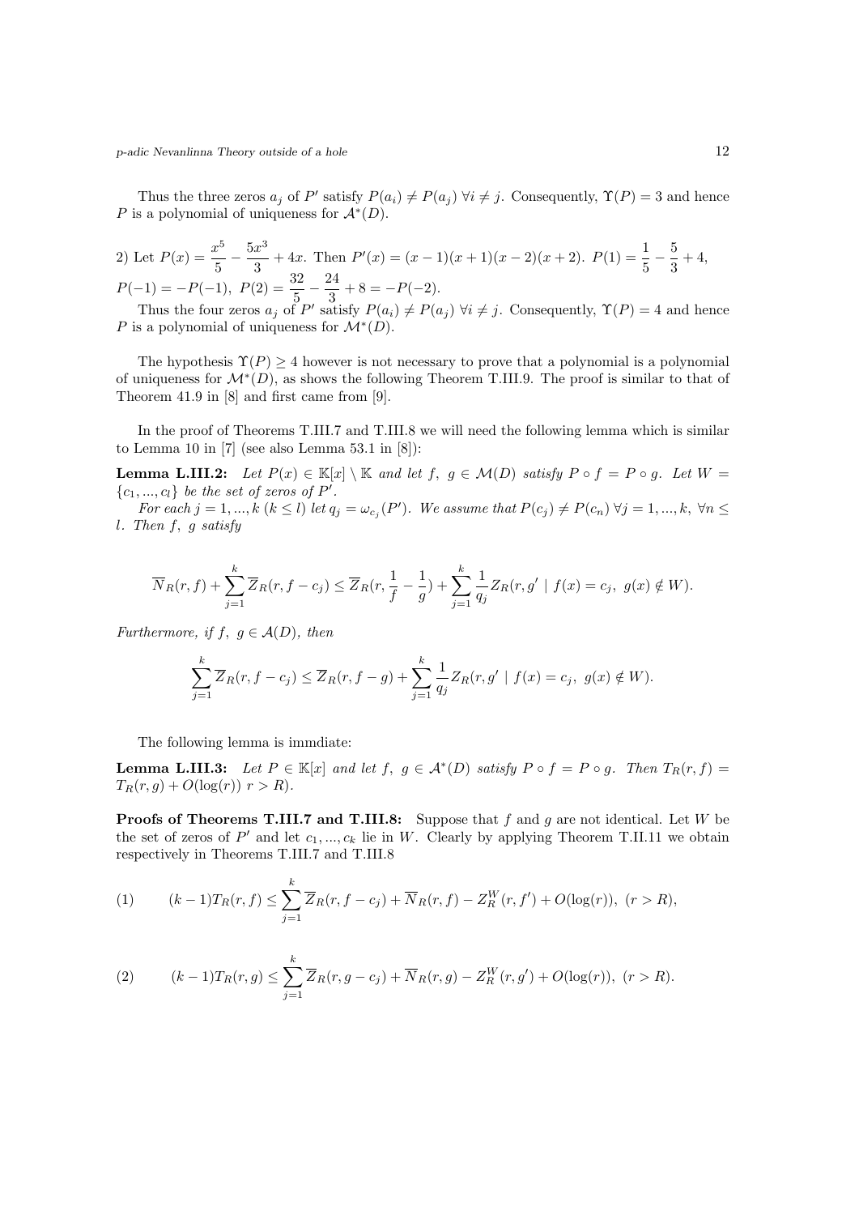Thus the three zeros $a_j$ of $P'$ satisfy $P(a_i) \neq P(a_j)\ \forall i \neq j$. Consequently, $\Upsilon(P) = 3$ and hence $P$ is a polynomial of uniqueness for $\mathcal{A}^*(D)$.

2) Let $P(x) = \dfrac{x^5}{5} - \dfrac{5x^3}{3} + 4x$. Then $P'(x) = (x-1)(x+1)(x-2)(x+2)$. $P(1) = \dfrac{1}{5} - \dfrac{5}{3} + 4$, $P(-1) = -P(-1)$, $P(2) = \dfrac{32}{5} - \dfrac{24}{3} + 8 = -P(-2)$.

Thus the four zeros $a_j$ of $P'$ satisfy $P(a_i) \neq P(a_j)\ \forall i \neq j$. Consequently, $\Upsilon(P) = 4$ and hence $P$ is a polynomial of uniqueness for $\mathcal{M}^*(D)$.

The hypothesis $\Upsilon(P) \geq 4$ however is not necessary to prove that a polynomial is a polynomial of uniqueness for $\mathcal{M}^*(D)$, as shows the following Theorem T.III.9. The proof is similar to that of Theorem 41.9 in [8] and first came from [9].

In the proof of Theorems T.III.7 and T.III.8 we will need the following lemma which is similar to Lemma 10 in [7] (see also Lemma 53.1 in [8]):

**Lemma L.III.2:** *Let $P(x) \in \mathbb{K}[x] \setminus \mathbb{K}$ and let $f,\ g \in \mathcal{M}(D)$ satisfy $P \circ f = P \circ g$. Let $W = \{c_1, ..., c_l\}$ be the set of zeros of $P'$.*

*For each $j = 1, ..., k$ ($k \leq l$) let $q_j = \omega_{c_j}(P')$. We assume that $P(c_j) \neq P(c_n)\ \forall j = 1, ..., k,\ \forall n \leq l$. Then $f,\ g$ satisfy*

$$\overline{N}_R(r, f) + \sum_{j=1}^{k} \overline{Z}_R(r, f - c_j) \leq \overline{Z}_R(r, \frac{1}{f} - \frac{1}{g}) + \sum_{j=1}^{k} \frac{1}{q_j} Z_R(r, g' \mid f(x) = c_j,\ g(x) \notin W).$$

*Furthermore, if $f,\ g \in \mathcal{A}(D)$, then*

$$\sum_{j=1}^{k} \overline{Z}_R(r, f - c_j) \leq \overline{Z}_R(r, f - g) + \sum_{j=1}^{k} \frac{1}{q_j} Z_R(r, g' \mid f(x) = c_j,\ g(x) \notin W).$$

The following lemma is immdiate:

**Lemma L.III.3:** *Let $P \in \mathbb{K}[x]$ and let $f,\ g \in \mathcal{A}^*(D)$ satisfy $P \circ f = P \circ g$. Then $T_R(r, f) = T_R(r, g) + O(\log(r))$ $r > R)$.*

**Proofs of Theorems T.III.7 and T.III.8:** Suppose that $f$ and $g$ are not identical. Let $W$ be the set of zeros of $P'$ and let $c_1, ..., c_k$ lie in $W$. Clearly by applying Theorem T.II.11 we obtain respectively in Theorems T.III.7 and T.III.8

$$(1) \qquad (k-1)T_R(r, f) \leq \sum_{j=1}^{k} \overline{Z}_R(r, f - c_j) + \overline{N}_R(r, f) - Z_R^W(r, f') + O(\log(r)),\ (r > R),$$

$$(2) \qquad (k-1)T_R(r, g) \leq \sum_{j=1}^{k} \overline{Z}_R(r, g - c_j) + \overline{N}_R(r, g) - Z_R^W(r, g') + O(\log(r)),\ (r > R).$$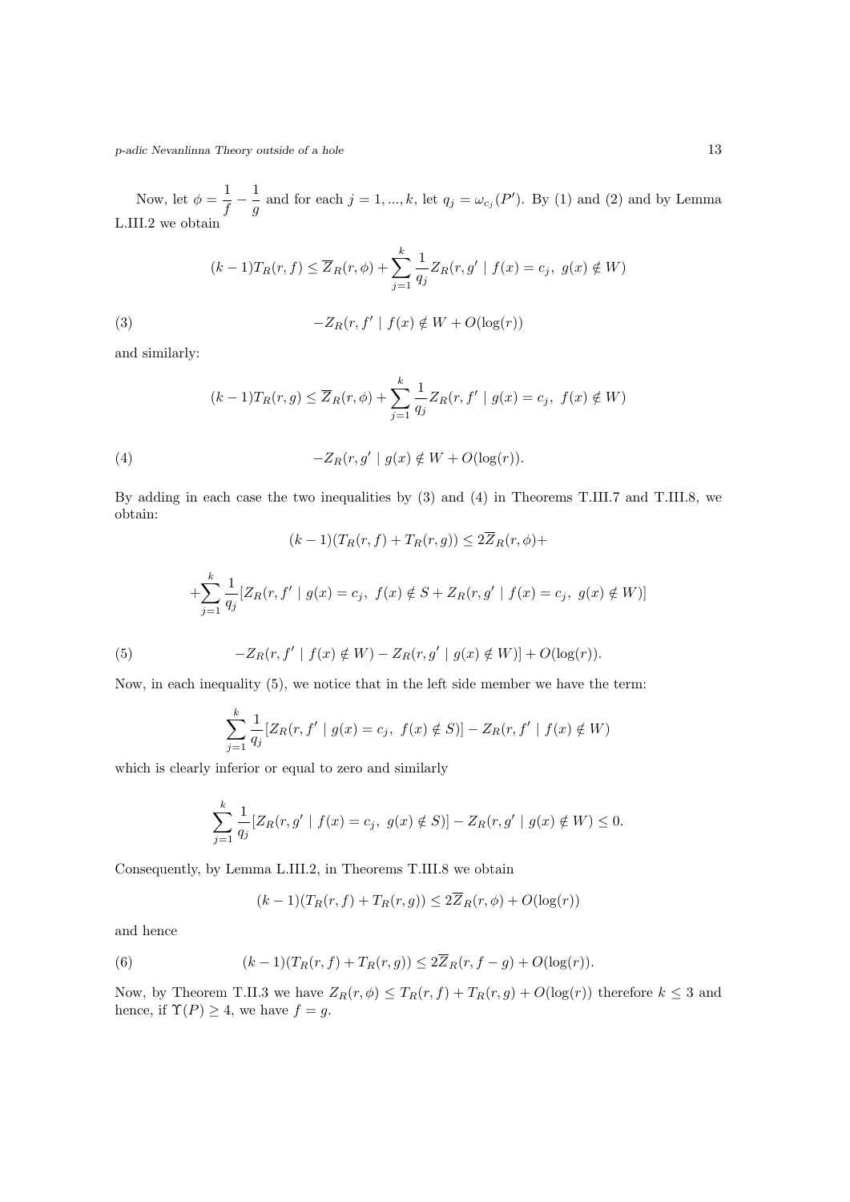Now, let $\phi = \dfrac{1}{f} - \dfrac{1}{g}$ and for each $j = 1, ..., k$, let $q_j = \omega_{c_j}(P')$. By (1) and (2) and by Lemma L.III.2 we obtain

$$(k-1)T_R(r,f) \leq \overline{Z}_R(r,\phi) + \sum_{j=1}^{k} \frac{1}{q_j} Z_R(r, g' \mid f(x) = c_j,\ g(x) \notin W)$$

$$-Z_R(r, f' \mid f(x) \notin W + O(\log(r)) \tag{3}$$

and similarly:

$$(k-1)T_R(r,g) \leq \overline{Z}_R(r,\phi) + \sum_{j=1}^{k} \frac{1}{q_j} Z_R(r, f' \mid g(x) = c_j,\ f(x) \notin W)$$

$$-Z_R(r, g' \mid g(x) \notin W + O(\log(r)). \tag{4}$$

By adding in each case the two inequalities by (3) and (4) in Theorems T.III.7 and T.III.8, we obtain:

$$(k-1)(T_R(r,f) + T_R(r,g)) \leq 2\overline{Z}_R(r,\phi) +$$

$$+\sum_{j=1}^{k} \frac{1}{q_j} [Z_R(r, f' \mid g(x) = c_j,\ f(x) \notin S + Z_R(r, g' \mid f(x) = c_j,\ g(x) \notin W)]$$

$$-Z_R(r, f' \mid f(x) \notin W) - Z_R(r, g' \mid g(x) \notin W)] + O(\log(r)). \tag{5}$$

Now, in each inequality (5), we notice that in the left side member we have the term:

$$\sum_{j=1}^{k} \frac{1}{q_j} [Z_R(r, f' \mid g(x) = c_j,\ f(x) \notin S)] - Z_R(r, f' \mid f(x) \notin W)$$

which is clearly inferior or equal to zero and similarly

$$\sum_{j=1}^{k} \frac{1}{q_j} [Z_R(r, g' \mid f(x) = c_j,\ g(x) \notin S)] - Z_R(r, g' \mid g(x) \notin W) \leq 0.$$

Consequently, by Lemma L.III.2, in Theorems T.III.8 we obtain

$$(k-1)(T_R(r,f) + T_R(r,g)) \leq 2\overline{Z}_R(r,\phi) + O(\log(r))$$

and hence

$$(k-1)(T_R(r,f) + T_R(r,g)) \leq 2\overline{Z}_R(r, f-g) + O(\log(r)). \tag{6}$$

Now, by Theorem T.II.3 we have $Z_R(r,\phi) \leq T_R(r,f) + T_R(r,g) + O(\log(r))$ therefore $k \leq 3$ and hence, if $\Upsilon(P) \geq 4$, we have $f = g$.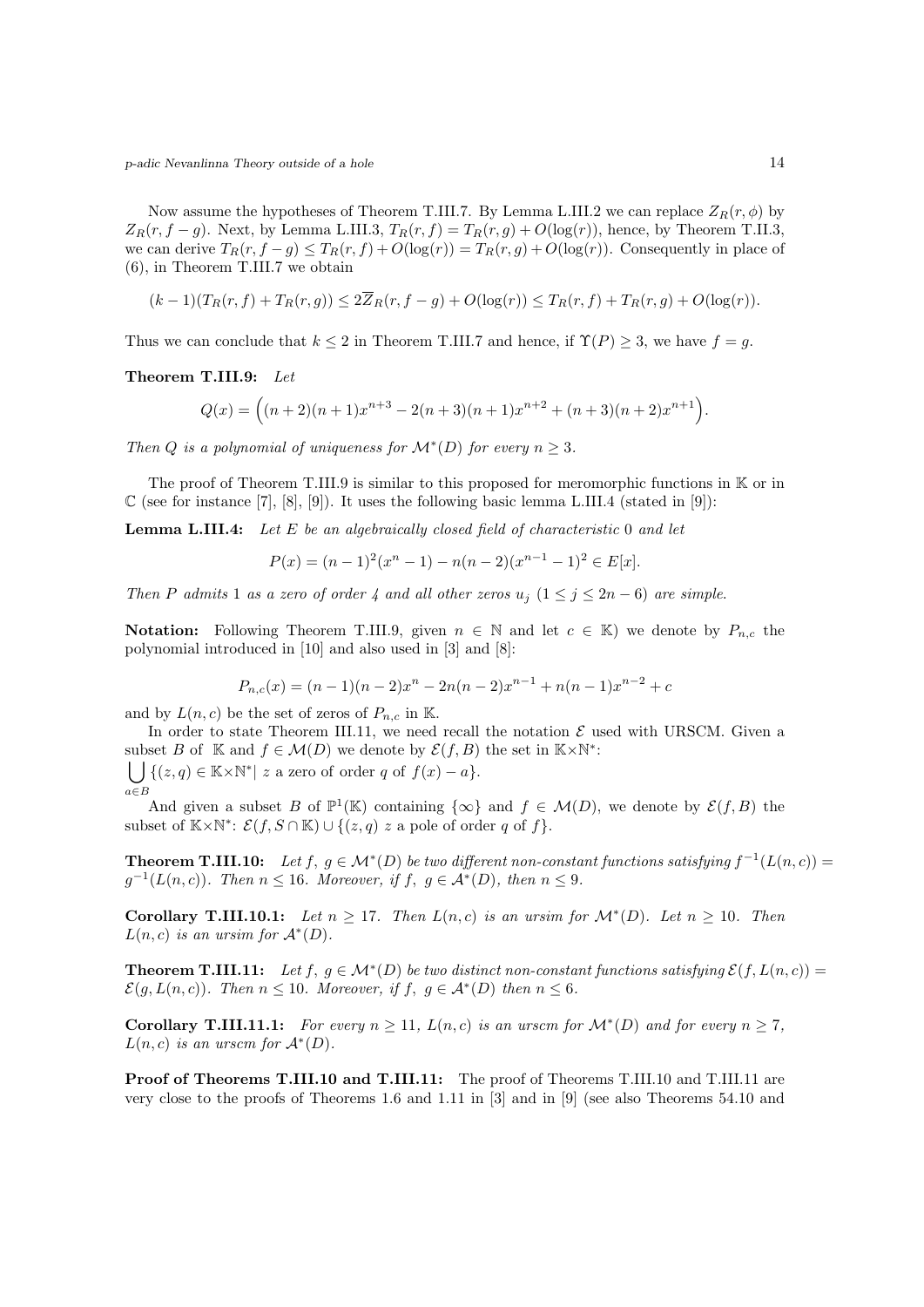Now assume the hypotheses of Theorem T.III.7. By Lemma L.III.2 we can replace $Z_R(r,\phi)$ by $Z_R(r, f-g)$. Next, by Lemma L.III.3, $T_R(r,f) = T_R(r,g) + O(\log(r))$, hence, by Theorem T.II.3, we can derive $T_R(r, f-g) \leq T_R(r,f) + O(\log(r)) = T_R(r,g) + O(\log(r))$. Consequently in place of (6), in Theorem T.III.7 we obtain

$$(k-1)(T_R(r,f) + T_R(r,g)) \leq 2\overline{Z}_R(r, f-g) + O(\log(r)) \leq T_R(r,f) + T_R(r,g) + O(\log(r)).$$

Thus we can conclude that $k \leq 2$ in Theorem T.III.7 and hence, if $\Upsilon(P) \geq 3$, we have $f = g$.

**Theorem T.III.9:** *Let*

$$Q(x) = \Big((n+2)(n+1)x^{n+3} - 2(n+3)(n+1)x^{n+2} + (n+3)(n+2)x^{n+1}\Big).$$

*Then $Q$ is a polynomial of uniqueness for $\mathcal{M}^*(D)$ for every $n \geq 3$.*

The proof of Theorem T.III.9 is similar to this proposed for meromorphic functions in $\mathbb{K}$ or in $\mathbb{C}$ (see for instance [7], [8], [9]). It uses the following basic lemma L.III.4 (stated in [9]):

**Lemma L.III.4:** *Let $E$ be an algebraically closed field of characteristic $0$ and let*

$$P(x) = (n-1)^2(x^n - 1) - n(n-2)(x^{n-1} - 1)^2 \in E[x].$$

*Then $P$ admits $1$ as a zero of order $4$ and all other zeros $u_j$ $(1 \leq j \leq 2n-6)$ are simple.*

**Notation:** Following Theorem T.III.9, given $n \in \mathbb{N}$ and let $c \in \mathbb{K}$) we denote by $P_{n,c}$ the polynomial introduced in [10] and also used in [3] and [8]:

$$P_{n,c}(x) = (n-1)(n-2)x^n - 2n(n-2)x^{n-1} + n(n-1)x^{n-2} + c$$

and by $L(n,c)$ be the set of zeros of $P_{n,c}$ in $\mathbb{K}$.

In order to state Theorem III.11, we need recall the notation $\mathcal{E}$ used with URSCM. Given a subset $B$ of $\mathbb{K}$ and $f \in \mathcal{M}(D)$ we denote by $\mathcal{E}(f,B)$ the set in $\mathbb{K}\times\mathbb{N}^*$:
$\bigcup\limits_{a\in B} \{(z,q) \in \mathbb{K}\times\mathbb{N}^* |\ z \text{ a zero of order } q \text{ of } f(x) - a\}$.

And given a subset $B$ of $\mathbb{P}^1(\mathbb{K})$ containing $\{\infty\}$ and $f \in \mathcal{M}(D)$, we denote by $\mathcal{E}(f,B)$ the subset of $\mathbb{K}\times\mathbb{N}^*$: $\mathcal{E}(f, S\cap\mathbb{K}) \cup \{(z,q)\ z \text{ a pole of order } q \text{ of } f\}$.

**Theorem T.III.10:** *Let $f,\ g \in \mathcal{M}^*(D)$ be two different non-constant functions satisfying $f^{-1}(L(n,c)) = g^{-1}(L(n,c))$. Then $n \leq 16$. Moreover, if $f,\ g \in \mathcal{A}^*(D)$, then $n \leq 9$.*

**Corollary T.III.10.1:** *Let $n \geq 17$. Then $L(n,c)$ is an ursim for $\mathcal{M}^*(D)$. Let $n \geq 10$. Then $L(n,c)$ is an ursim for $\mathcal{A}^*(D)$.*

**Theorem T.III.11:** *Let $f,\ g \in \mathcal{M}^*(D)$ be two distinct non-constant functions satisfying $\mathcal{E}(f, L(n,c)) = \mathcal{E}(g, L(n,c))$. Then $n \leq 10$. Moreover, if $f,\ g \in \mathcal{A}^*(D)$ then $n \leq 6$.*

**Corollary T.III.11.1:** *For every $n \geq 11$, $L(n,c)$ is an urscm for $\mathcal{M}^*(D)$ and for every $n \geq 7$, $L(n,c)$ is an urscm for $\mathcal{A}^*(D)$.*

**Proof of Theorems T.III.10 and T.III.11:** The proof of Theorems T.III.10 and T.III.11 are very close to the proofs of Theorems 1.6 and 1.11 in [3] and in [9] (see also Theorems 54.10 and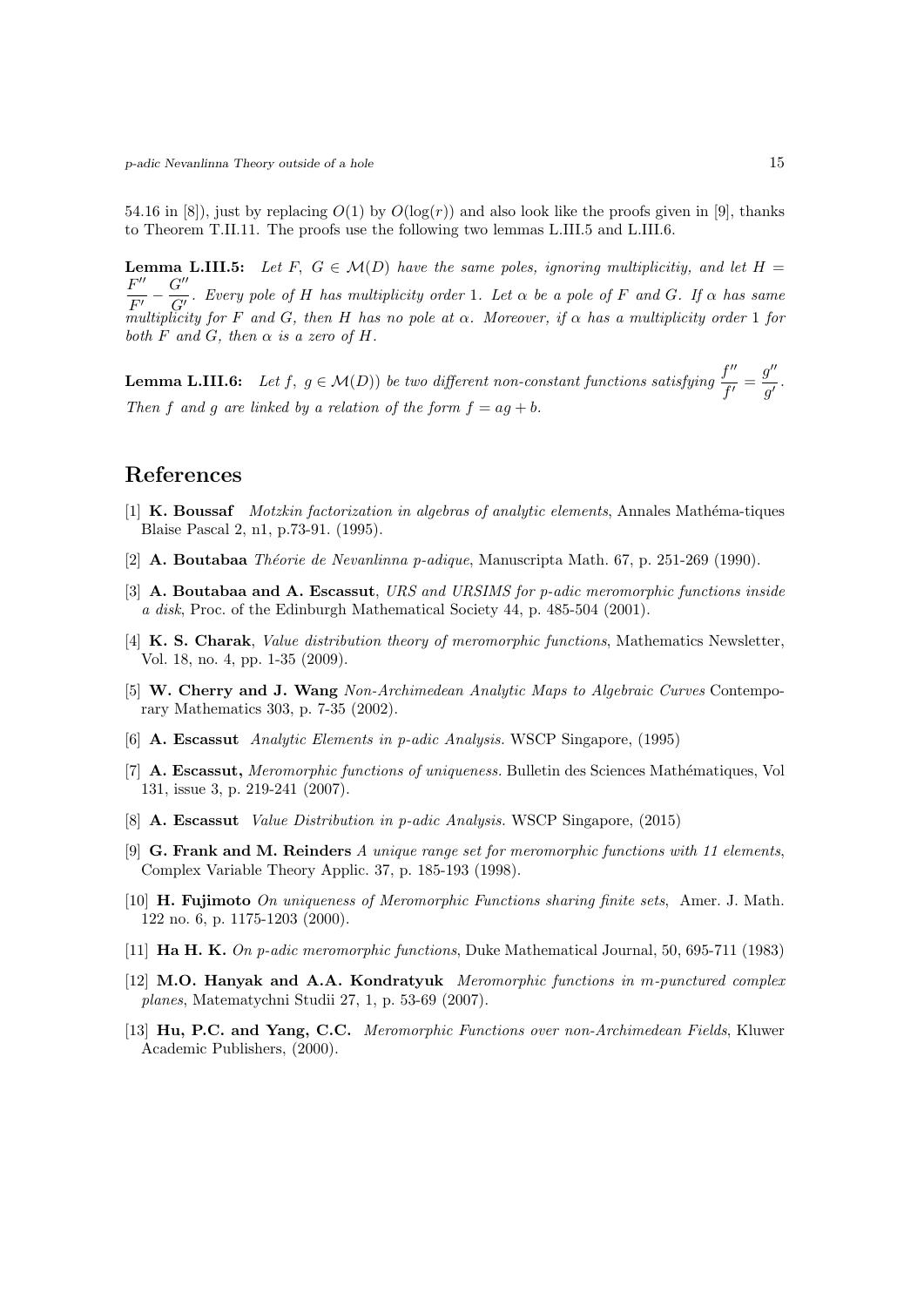54.16 in [8]), just by replacing $O(1)$ by $O(\log(r))$ and also look like the proofs given in [9], thanks to Theorem T.II.11. The proofs use the following two lemmas L.III.5 and L.III.6.

**Lemma L.III.5:** *Let $F,\ G \in \mathcal{M}(D)$ have the same poles, ignoring multiplicitiy, and let $H = \dfrac{F''}{F'} - \dfrac{G''}{G'}$. Every pole of $H$ has multiplicity order 1. Let $\alpha$ be a pole of $F$ and $G$. If $\alpha$ has same multiplicity for $F$ and $G$, then $H$ has no pole at $\alpha$. Moreover, if $\alpha$ has a multiplicity order 1 for both $F$ and $G$, then $\alpha$ is a zero of $H$.*

**Lemma L.III.6:** *Let $f,\ g \in \mathcal{M}(D))$ be two different non-constant functions satisfying $\dfrac{f''}{f'} = \dfrac{g''}{g'}$. Then $f$ and $g$ are linked by a relation of the form $f = ag + b$.*

# References

[1] **K. Boussaf** *Motzkin factorization in algebras of analytic elements*, Annales Mathéma-tiques Blaise Pascal 2, n1, p.73-91. (1995).

[2] **A. Boutabaa** *Théorie de Nevanlinna p-adique*, Manuscripta Math. 67, p. 251-269 (1990).

[3] **A. Boutabaa and A. Escassut**, *URS and URSIMS for p-adic meromorphic functions inside a disk*, Proc. of the Edinburgh Mathematical Society 44, p. 485-504 (2001).

[4] **K. S. Charak**, *Value distribution theory of meromorphic functions*, Mathematics Newsletter, Vol. 18, no. 4, pp. 1-35 (2009).

[5] **W. Cherry and J. Wang** *Non-Archimedean Analytic Maps to Algebraic Curves* Contemporary Mathematics 303, p. 7-35 (2002).

[6] **A. Escassut** *Analytic Elements in p-adic Analysis.* WSCP Singapore, (1995)

[7] **A. Escassut,** *Meromorphic functions of uniqueness.* Bulletin des Sciences Mathématiques, Vol 131, issue 3, p. 219-241 (2007).

[8] **A. Escassut** *Value Distribution in p-adic Analysis.* WSCP Singapore, (2015)

[9] **G. Frank and M. Reinders** *A unique range set for meromorphic functions with 11 elements*, Complex Variable Theory Applic. 37, p. 185-193 (1998).

[10] **H. Fujimoto** *On uniqueness of Meromorphic Functions sharing finite sets*, Amer. J. Math. 122 no. 6, p. 1175-1203 (2000).

[11] **Ha H. K.** *On p-adic meromorphic functions*, Duke Mathematical Journal, 50, 695-711 (1983)

[12] **M.O. Hanyak and A.A. Kondratyuk** *Meromorphic functions in m-punctured complex planes*, Matematychni Studii 27, 1, p. 53-69 (2007).

[13] **Hu, P.C. and Yang, C.C.** *Meromorphic Functions over non-Archimedean Fields*, Kluwer Academic Publishers, (2000).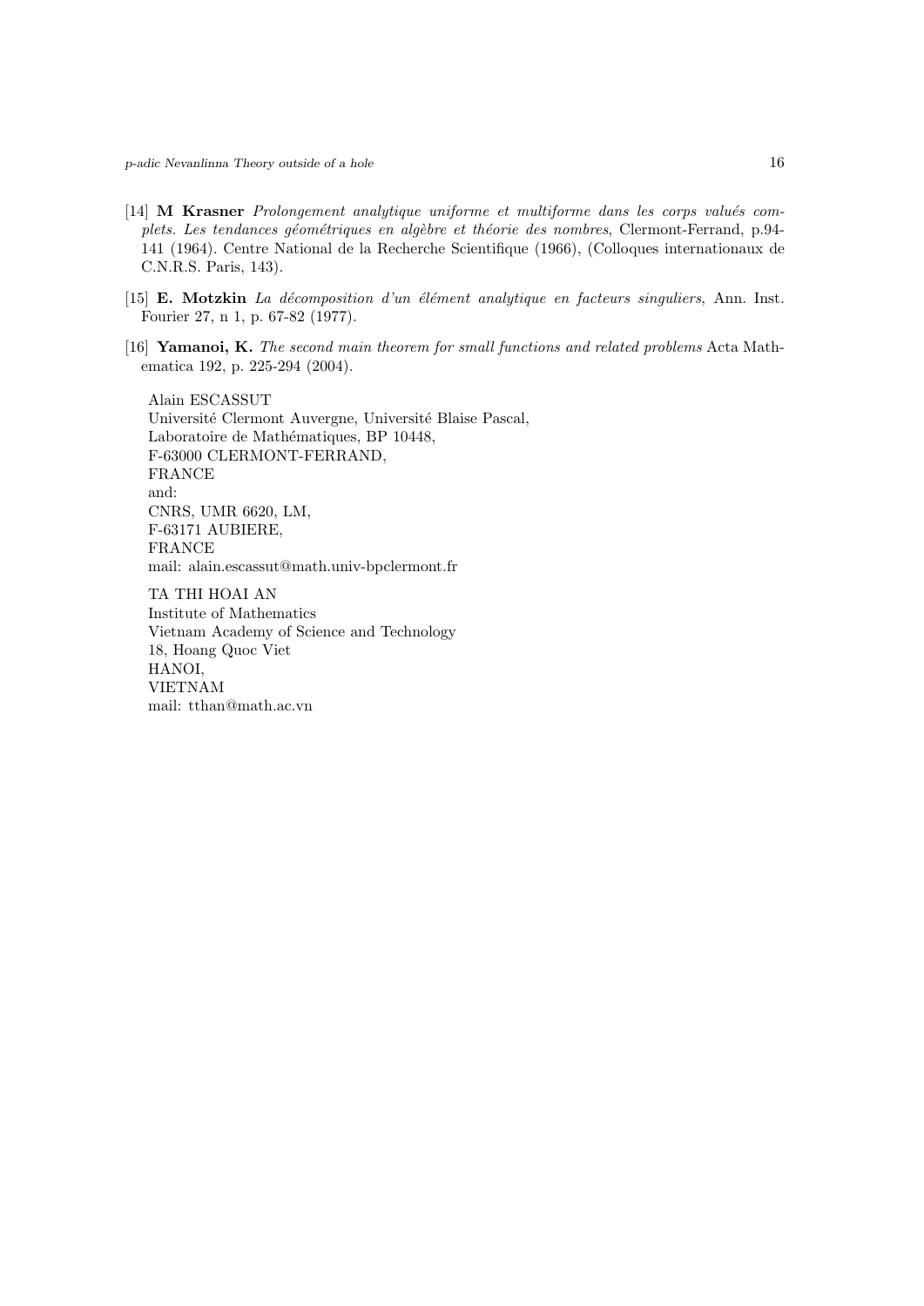[14] **M Krasner** *Prolongement analytique uniforme et multiforme dans les corps valués complets. Les tendances géométriques en algèbre et théorie des nombres*, Clermont-Ferrand, p.94-141 (1964). Centre National de la Recherche Scientifique (1966), (Colloques internationaux de C.N.R.S. Paris, 143).

[15] **E. Motzkin** *La décomposition d'un élément analytique en facteurs singuliers*, Ann. Inst. Fourier 27, n 1, p. 67-82 (1977).

[16] **Yamanoi, K.** *The second main theorem for small functions and related problems* Acta Mathematica 192, p. 225-294 (2004).

Alain ESCASSUT
Université Clermont Auvergne, Université Blaise Pascal,
Laboratoire de Mathématiques, BP 10448,
F-63000 CLERMONT-FERRAND,
FRANCE
and:
CNRS, UMR 6620, LM,
F-63171 AUBIERE,
FRANCE
mail: alain.escassut@math.univ-bpclermont.fr

TA THI HOAI AN
Institute of Mathematics
Vietnam Academy of Science and Technology
18, Hoang Quoc Viet
HANOI,
VIETNAM
mail: tthan@math.ac.vn